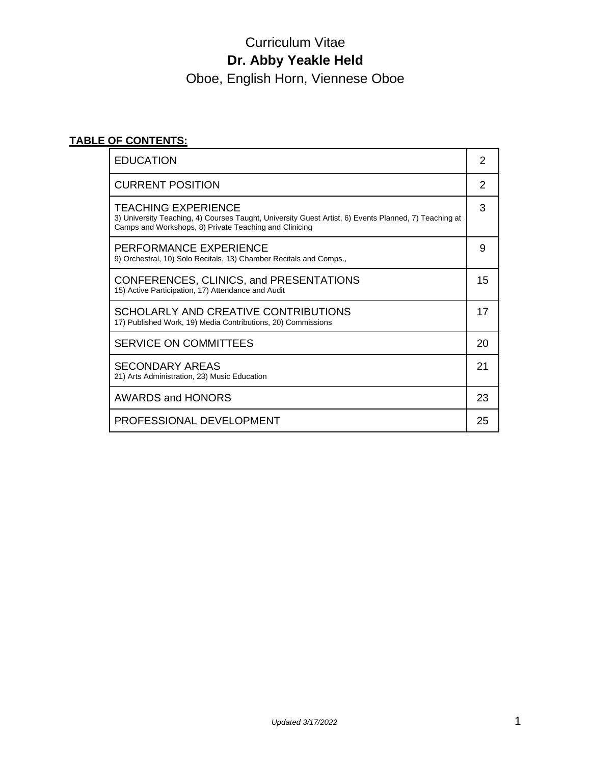# Curriculum Vitae

## Dr. Abby Yeakle Held

Oboe, English Horn, Viennese Oboe

**TABLE OF CONTENTS:**

| Section | Page |
|---|---|
| EDUCATION | 2 |
| CURRENT POSITION | 2 |
| TEACHING EXPERIENCE<br>3) University Teaching, 4) Courses Taught, University Guest Artist, 6) Events Planned, 7) Teaching at Camps and Workshops, 8) Private Teaching and Clinicing | 3 |
| PERFORMANCE EXPERIENCE<br>9) Orchestral, 10) Solo Recitals, 13) Chamber Recitals and Comps., | 9 |
| CONFERENCES, CLINICS, and PRESENTATIONS<br>15) Active Participation, 17) Attendance and Audit | 15 |
| SCHOLARLY AND CREATIVE CONTRIBUTIONS<br>17) Published Work, 19) Media Contributions, 20) Commissions | 17 |
| SERVICE ON COMMITTEES | 20 |
| SECONDARY AREAS<br>21) Arts Administration, 23) Music Education | 21 |
| AWARDS and HONORS | 23 |
| PROFESSIONAL DEVELOPMENT | 25 |

*Updated 3/17/2022*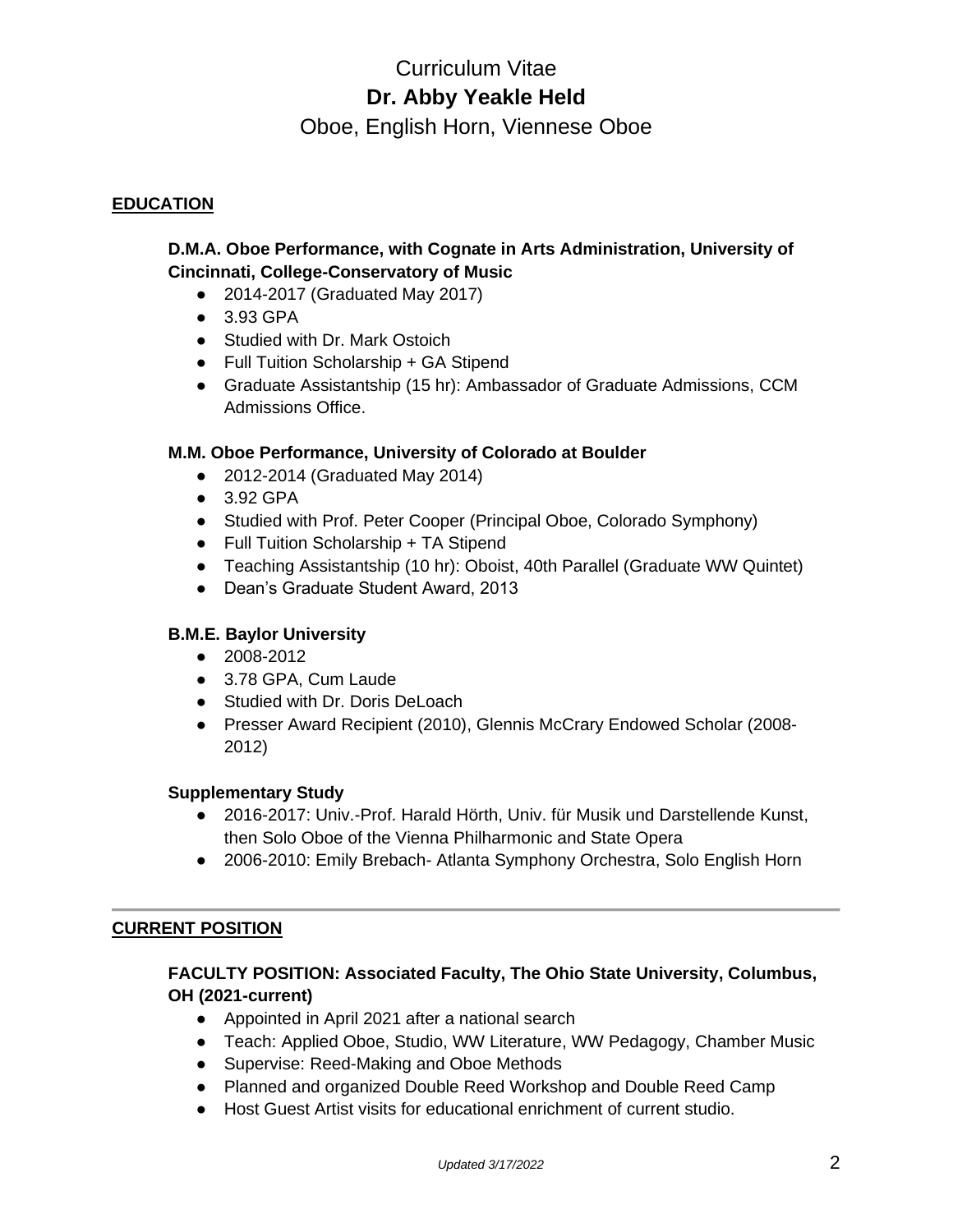# Curriculum Vitae

# **Dr. Abby Yeakle Held**

## Oboe, English Horn, Viennese Oboe

## EDUCATION

### D.M.A. Oboe Performance, with Cognate in Arts Administration, University of Cincinnati, College-Conservatory of Music

- 2014-2017 (Graduated May 2017)
- 3.93 GPA
- Studied with Dr. Mark Ostoich
- Full Tuition Scholarship + GA Stipend
- Graduate Assistantship (15 hr): Ambassador of Graduate Admissions, CCM Admissions Office.

### M.M. Oboe Performance, University of Colorado at Boulder

- 2012-2014 (Graduated May 2014)
- 3.92 GPA
- Studied with Prof. Peter Cooper (Principal Oboe, Colorado Symphony)
- Full Tuition Scholarship + TA Stipend
- Teaching Assistantship (10 hr): Oboist, 40th Parallel (Graduate WW Quintet)
- Dean's Graduate Student Award, 2013

### B.M.E. Baylor University

- 2008-2012
- 3.78 GPA, Cum Laude
- Studied with Dr. Doris DeLoach
- Presser Award Recipient (2010), Glennis McCrary Endowed Scholar (2008-2012)

### Supplementary Study

- 2016-2017: Univ.-Prof. Harald Hörth, Univ. für Musik und Darstellende Kunst, then Solo Oboe of the Vienna Philharmonic and State Opera
- 2006-2010: Emily Brebach- Atlanta Symphony Orchestra, Solo English Horn

---

## CURRENT POSITION

### FACULTY POSITION: Associated Faculty, The Ohio State University, Columbus, OH (2021-current)

- Appointed in April 2021 after a national search
- Teach: Applied Oboe, Studio, WW Literature, WW Pedagogy, Chamber Music
- Supervise: Reed-Making and Oboe Methods
- Planned and organized Double Reed Workshop and Double Reed Camp
- Host Guest Artist visits for educational enrichment of current studio.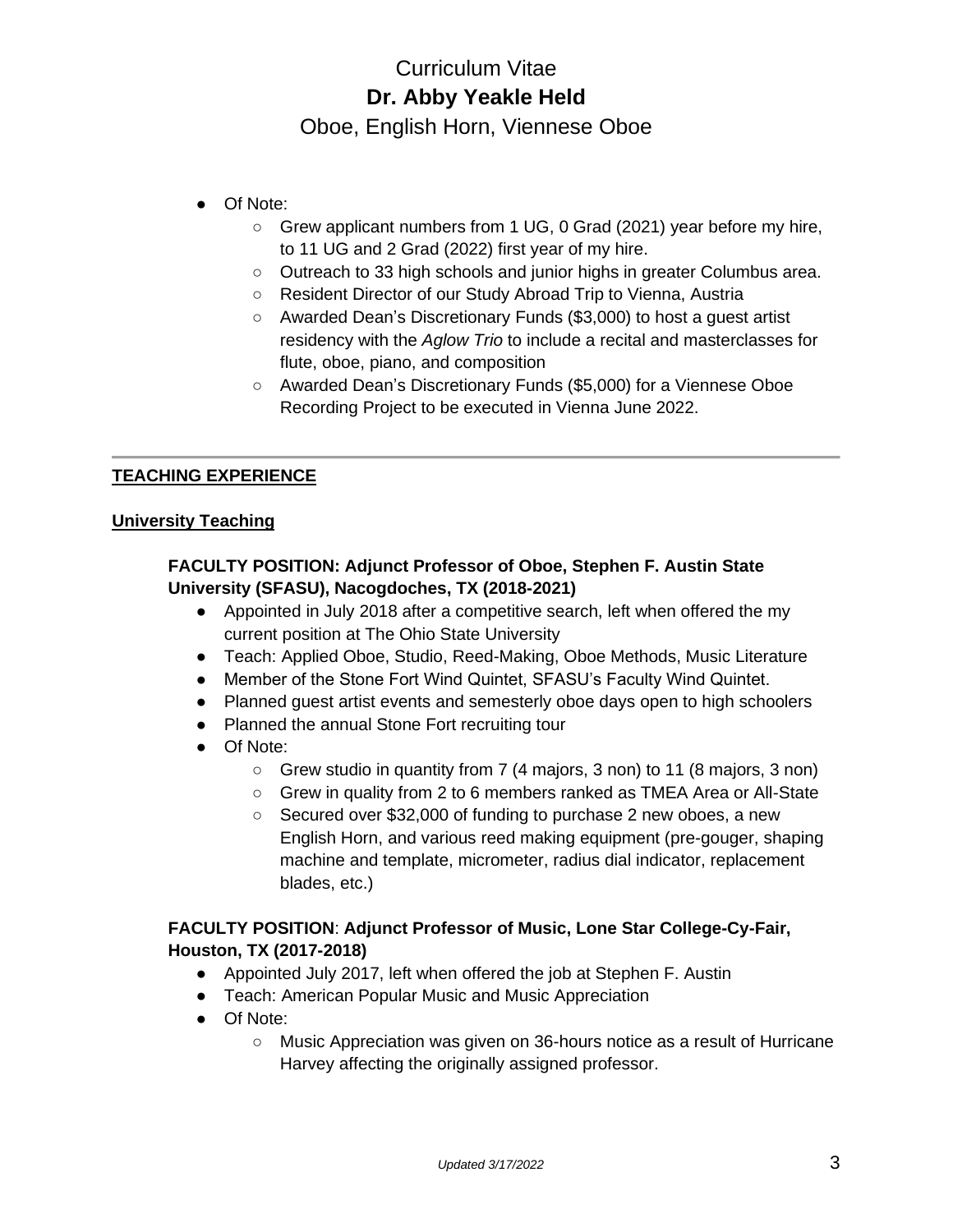- Of Note:
    - Grew applicant numbers from 1 UG, 0 Grad (2021) year before my hire, to 11 UG and 2 Grad (2022) first year of my hire.
    - Outreach to 33 high schools and junior highs in greater Columbus area.
    - Resident Director of our Study Abroad Trip to Vienna, Austria
    - Awarded Dean's Discretionary Funds ($3,000) to host a guest artist residency with the *Aglow Trio* to include a recital and masterclasses for flute, oboe, piano, and composition
    - Awarded Dean's Discretionary Funds ($5,000) for a Viennese Oboe Recording Project to be executed in Vienna June 2022.

---

## **TEACHING EXPERIENCE**

### **University Teaching**

**FACULTY POSITION: Adjunct Professor of Oboe, Stephen F. Austin State University (SFASU), Nacogdoches, TX (2018-2021)**

- Appointed in July 2018 after a competitive search, left when offered the my current position at The Ohio State University
- Teach: Applied Oboe, Studio, Reed-Making, Oboe Methods, Music Literature
- Member of the Stone Fort Wind Quintet, SFASU's Faculty Wind Quintet.
- Planned guest artist events and semesterly oboe days open to high schoolers
- Planned the annual Stone Fort recruiting tour
- Of Note:
    - Grew studio in quantity from 7 (4 majors, 3 non) to 11 (8 majors, 3 non)
    - Grew in quality from 2 to 6 members ranked as TMEA Area or All-State
    - Secured over $32,000 of funding to purchase 2 new oboes, a new English Horn, and various reed making equipment (pre-gouger, shaping machine and template, micrometer, radius dial indicator, replacement blades, etc.)

**FACULTY POSITION**: **Adjunct Professor of Music, Lone Star College-Cy-Fair, Houston, TX (2017-2018)**

- Appointed July 2017, left when offered the job at Stephen F. Austin
- Teach: American Popular Music and Music Appreciation
- Of Note:
    - Music Appreciation was given on 36-hours notice as a result of Hurricane Harvey affecting the originally assigned professor.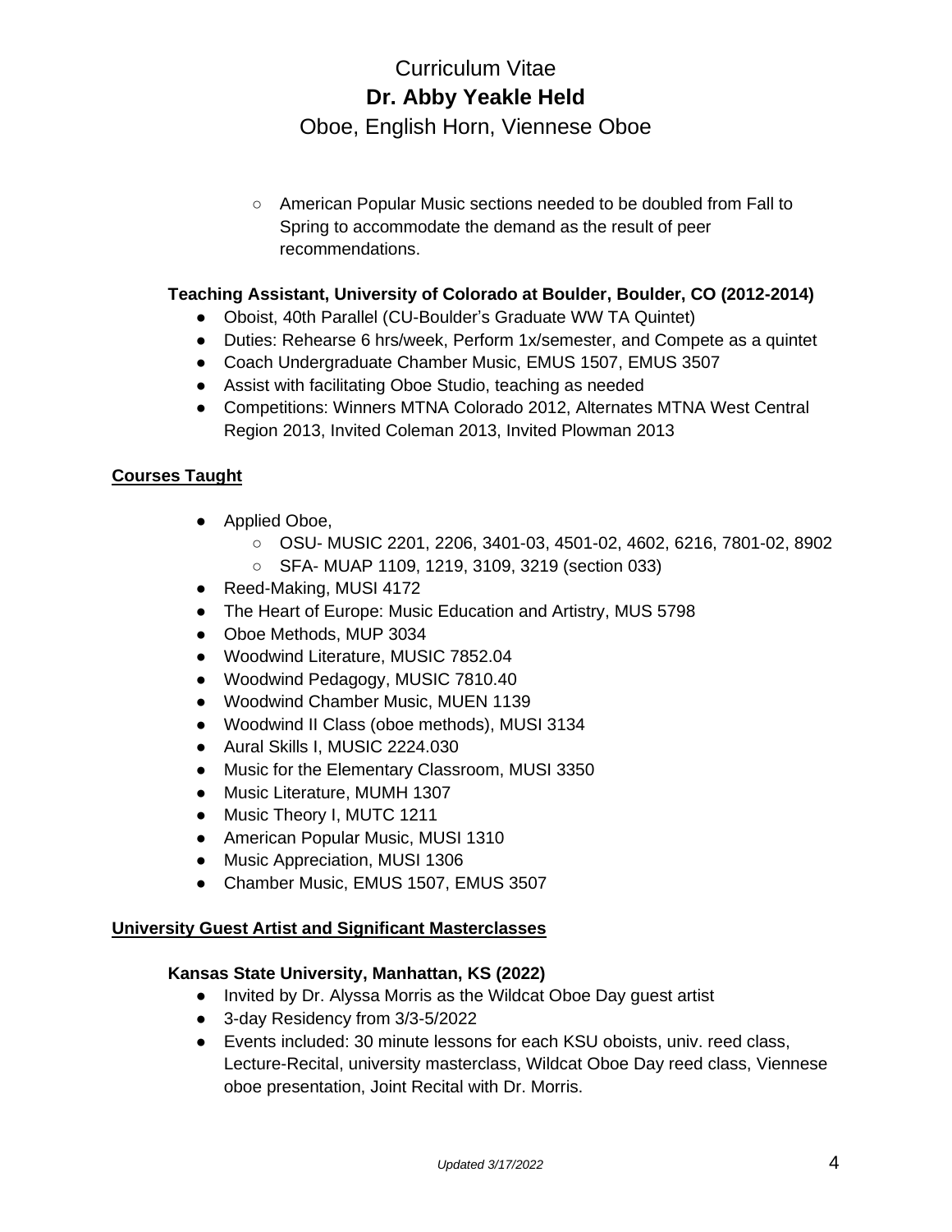- American Popular Music sections needed to be doubled from Fall to Spring to accommodate the demand as the result of peer recommendations.

**Teaching Assistant, University of Colorado at Boulder, Boulder, CO (2012-2014)**

- Oboist, 40th Parallel (CU-Boulder's Graduate WW TA Quintet)
- Duties: Rehearse 6 hrs/week, Perform 1x/semester, and Compete as a quintet
- Coach Undergraduate Chamber Music, EMUS 1507, EMUS 3507
- Assist with facilitating Oboe Studio, teaching as needed
- Competitions: Winners MTNA Colorado 2012, Alternates MTNA West Central Region 2013, Invited Coleman 2013, Invited Plowman 2013

## Courses Taught

- Applied Oboe,
    - OSU- MUSIC 2201, 2206, 3401-03, 4501-02, 4602, 6216, 7801-02, 8902
    - SFA- MUAP 1109, 1219, 3109, 3219 (section 033)
- Reed-Making, MUSI 4172
- The Heart of Europe: Music Education and Artistry, MUS 5798
- Oboe Methods, MUP 3034
- Woodwind Literature, MUSIC 7852.04
- Woodwind Pedagogy, MUSIC 7810.40
- Woodwind Chamber Music, MUEN 1139
- Woodwind II Class (oboe methods), MUSI 3134
- Aural Skills I, MUSIC 2224.030
- Music for the Elementary Classroom, MUSI 3350
- Music Literature, MUMH 1307
- Music Theory I, MUTC 1211
- American Popular Music, MUSI 1310
- Music Appreciation, MUSI 1306
- Chamber Music, EMUS 1507, EMUS 3507

## University Guest Artist and Significant Masterclasses

**Kansas State University, Manhattan, KS (2022)**

- Invited by Dr. Alyssa Morris as the Wildcat Oboe Day guest artist
- 3-day Residency from 3/3-5/2022
- Events included: 30 minute lessons for each KSU oboists, univ. reed class, Lecture-Recital, university masterclass, Wildcat Oboe Day reed class, Viennese oboe presentation, Joint Recital with Dr. Morris.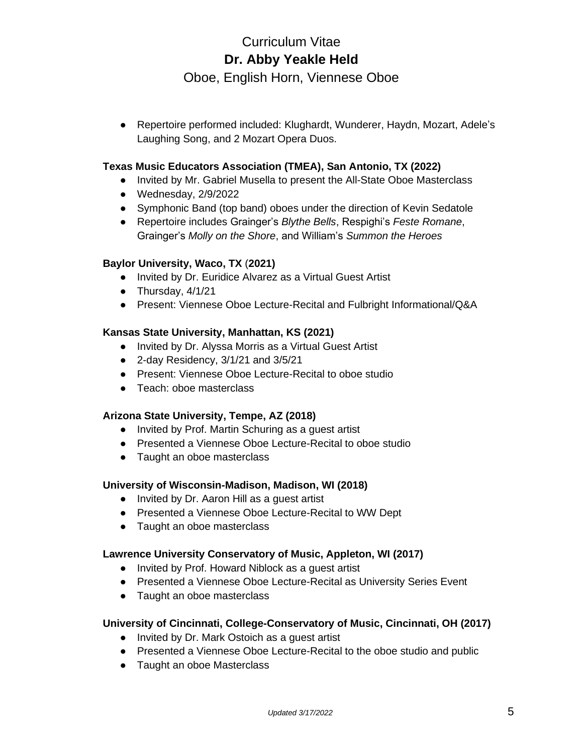- Repertoire performed included: Klughardt, Wunderer, Haydn, Mozart, Adele's Laughing Song, and 2 Mozart Opera Duos.

**Texas Music Educators Association (TMEA), San Antonio, TX (2022)**

- Invited by Mr. Gabriel Musella to present the All-State Oboe Masterclass
- Wednesday, 2/9/2022
- Symphonic Band (top band) oboes under the direction of Kevin Sedatole
- Repertoire includes Grainger's *Blythe Bells*, Respighi's *Feste Romane*, Grainger's *Molly on the Shore*, and William's *Summon the Heroes*

**Baylor University, Waco, TX (2021)**

- Invited by Dr. Euridice Alvarez as a Virtual Guest Artist
- Thursday, 4/1/21
- Present: Viennese Oboe Lecture-Recital and Fulbright Informational/Q&A

**Kansas State University, Manhattan, KS (2021)**

- Invited by Dr. Alyssa Morris as a Virtual Guest Artist
- 2-day Residency, 3/1/21 and 3/5/21
- Present: Viennese Oboe Lecture-Recital to oboe studio
- Teach: oboe masterclass

**Arizona State University, Tempe, AZ (2018)**

- Invited by Prof. Martin Schuring as a guest artist
- Presented a Viennese Oboe Lecture-Recital to oboe studio
- Taught an oboe masterclass

**University of Wisconsin-Madison, Madison, WI (2018)**

- Invited by Dr. Aaron Hill as a guest artist
- Presented a Viennese Oboe Lecture-Recital to WW Dept
- Taught an oboe masterclass

**Lawrence University Conservatory of Music, Appleton, WI (2017)**

- Invited by Prof. Howard Niblock as a guest artist
- Presented a Viennese Oboe Lecture-Recital as University Series Event
- Taught an oboe masterclass

**University of Cincinnati, College-Conservatory of Music, Cincinnati, OH (2017)**

- Invited by Dr. Mark Ostoich as a guest artist
- Presented a Viennese Oboe Lecture-Recital to the oboe studio and public
- Taught an oboe Masterclass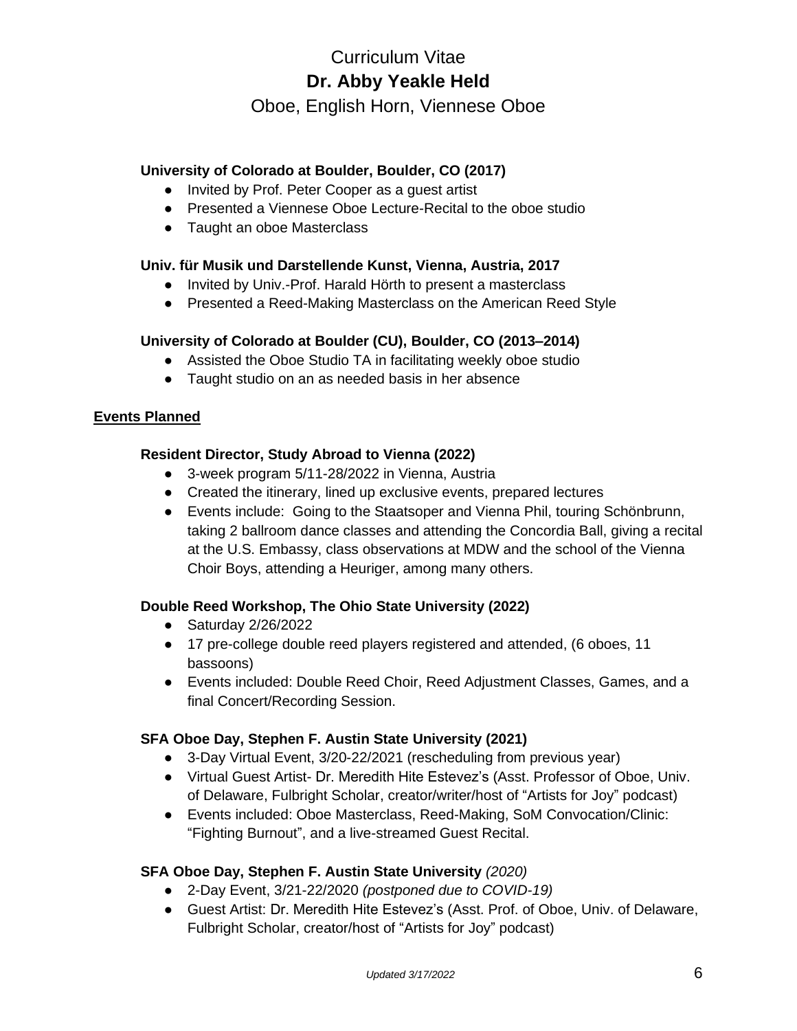### University of Colorado at Boulder, Boulder, CO (2017)

- Invited by Prof. Peter Cooper as a guest artist
- Presented a Viennese Oboe Lecture-Recital to the oboe studio
- Taught an oboe Masterclass

### Univ. für Musik und Darstellende Kunst, Vienna, Austria, 2017

- Invited by Univ.-Prof. Harald Hörth to present a masterclass
- Presented a Reed-Making Masterclass on the American Reed Style

### University of Colorado at Boulder (CU), Boulder, CO (2013–2014)

- Assisted the Oboe Studio TA in facilitating weekly oboe studio
- Taught studio on an as needed basis in her absence

## Events Planned

### Resident Director, Study Abroad to Vienna (2022)

- 3-week program 5/11-28/2022 in Vienna, Austria
- Created the itinerary, lined up exclusive events, prepared lectures
- Events include: Going to the Staatsoper and Vienna Phil, touring Schönbrunn, taking 2 ballroom dance classes and attending the Concordia Ball, giving a recital at the U.S. Embassy, class observations at MDW and the school of the Vienna Choir Boys, attending a Heuriger, among many others.

### Double Reed Workshop, The Ohio State University (2022)

- Saturday 2/26/2022
- 17 pre-college double reed players registered and attended, (6 oboes, 11 bassoons)
- Events included: Double Reed Choir, Reed Adjustment Classes, Games, and a final Concert/Recording Session.

### SFA Oboe Day, Stephen F. Austin State University (2021)

- 3-Day Virtual Event, 3/20-22/2021 (rescheduling from previous year)
- Virtual Guest Artist- Dr. Meredith Hite Estevez's (Asst. Professor of Oboe, Univ. of Delaware, Fulbright Scholar, creator/writer/host of "Artists for Joy" podcast)
- Events included: Oboe Masterclass, Reed-Making, SoM Convocation/Clinic: "Fighting Burnout", and a live-streamed Guest Recital.

### SFA Oboe Day, Stephen F. Austin State University *(2020)*

- 2-Day Event, 3/21-22/2020 *(postponed due to COVID-19)*
- Guest Artist: Dr. Meredith Hite Estevez's (Asst. Prof. of Oboe, Univ. of Delaware, Fulbright Scholar, creator/host of "Artists for Joy" podcast)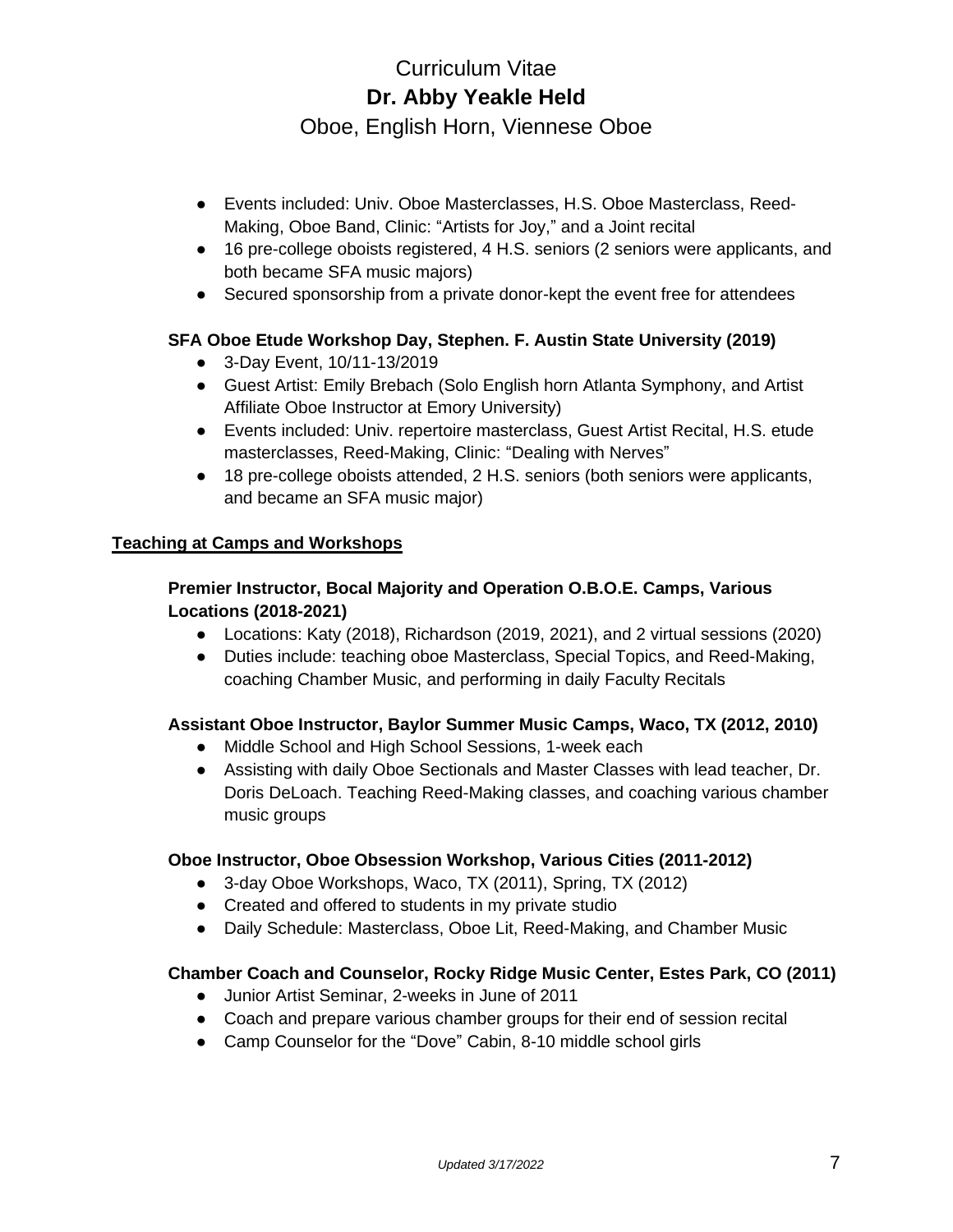- Events included: Univ. Oboe Masterclasses, H.S. Oboe Masterclass, Reed-Making, Oboe Band, Clinic: "Artists for Joy," and a Joint recital
- 16 pre-college oboists registered, 4 H.S. seniors (2 seniors were applicants, and both became SFA music majors)
- Secured sponsorship from a private donor-kept the event free for attendees

**SFA Oboe Etude Workshop Day, Stephen. F. Austin State University (2019)**

- 3-Day Event, 10/11-13/2019
- Guest Artist: Emily Brebach (Solo English horn Atlanta Symphony, and Artist Affiliate Oboe Instructor at Emory University)
- Events included: Univ. repertoire masterclass, Guest Artist Recital, H.S. etude masterclasses, Reed-Making, Clinic: "Dealing with Nerves"
- 18 pre-college oboists attended, 2 H.S. seniors (both seniors were applicants, and became an SFA music major)

## Teaching at Camps and Workshops

**Premier Instructor, Bocal Majority and Operation O.B.O.E. Camps, Various Locations (2018-2021)**

- Locations: Katy (2018), Richardson (2019, 2021), and 2 virtual sessions (2020)
- Duties include: teaching oboe Masterclass, Special Topics, and Reed-Making, coaching Chamber Music, and performing in daily Faculty Recitals

**Assistant Oboe Instructor, Baylor Summer Music Camps, Waco, TX (2012, 2010)**

- Middle School and High School Sessions, 1-week each
- Assisting with daily Oboe Sectionals and Master Classes with lead teacher, Dr. Doris DeLoach. Teaching Reed-Making classes, and coaching various chamber music groups

**Oboe Instructor, Oboe Obsession Workshop, Various Cities (2011-2012)**

- 3-day Oboe Workshops, Waco, TX (2011), Spring, TX (2012)
- Created and offered to students in my private studio
- Daily Schedule: Masterclass, Oboe Lit, Reed-Making, and Chamber Music

**Chamber Coach and Counselor, Rocky Ridge Music Center, Estes Park, CO (2011)**

- Junior Artist Seminar, 2-weeks in June of 2011
- Coach and prepare various chamber groups for their end of session recital
- Camp Counselor for the "Dove" Cabin, 8-10 middle school girls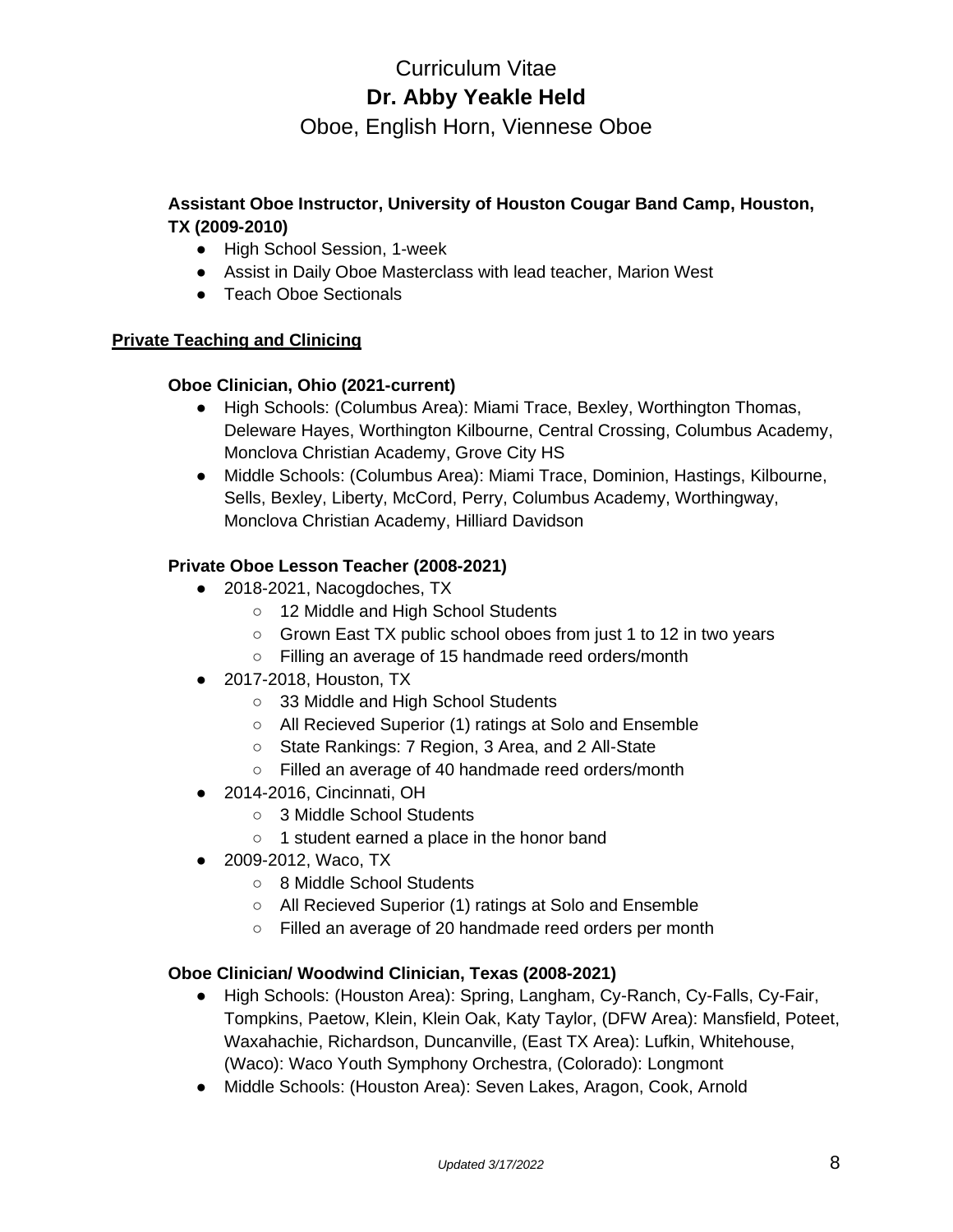**Assistant Oboe Instructor, University of Houston Cougar Band Camp, Houston, TX (2009-2010)**

- High School Session, 1-week
- Assist in Daily Oboe Masterclass with lead teacher, Marion West
- Teach Oboe Sectionals

## Private Teaching and Clinicing

**Oboe Clinician, Ohio (2021-current)**

- High Schools: (Columbus Area): Miami Trace, Bexley, Worthington Thomas, Deleware Hayes, Worthington Kilbourne, Central Crossing, Columbus Academy, Monclova Christian Academy, Grove City HS
- Middle Schools: (Columbus Area): Miami Trace, Dominion, Hastings, Kilbourne, Sells, Bexley, Liberty, McCord, Perry, Columbus Academy, Worthingway, Monclova Christian Academy, Hilliard Davidson

**Private Oboe Lesson Teacher (2008-2021)**

- 2018-2021, Nacogdoches, TX
  - 12 Middle and High School Students
  - Grown East TX public school oboes from just 1 to 12 in two years
  - Filling an average of 15 handmade reed orders/month
- 2017-2018, Houston, TX
  - 33 Middle and High School Students
  - All Recieved Superior (1) ratings at Solo and Ensemble
  - State Rankings: 7 Region, 3 Area, and 2 All-State
  - Filled an average of 40 handmade reed orders/month
- 2014-2016, Cincinnati, OH
  - 3 Middle School Students
  - 1 student earned a place in the honor band
- 2009-2012, Waco, TX
  - 8 Middle School Students
  - All Recieved Superior (1) ratings at Solo and Ensemble
  - Filled an average of 20 handmade reed orders per month

**Oboe Clinician/ Woodwind Clinician, Texas (2008-2021)**

- High Schools: (Houston Area): Spring, Langham, Cy-Ranch, Cy-Falls, Cy-Fair, Tompkins, Paetow, Klein, Klein Oak, Katy Taylor, (DFW Area): Mansfield, Poteet, Waxahachie, Richardson, Duncanville, (East TX Area): Lufkin, Whitehouse, (Waco): Waco Youth Symphony Orchestra, (Colorado): Longmont
- Middle Schools: (Houston Area): Seven Lakes, Aragon, Cook, Arnold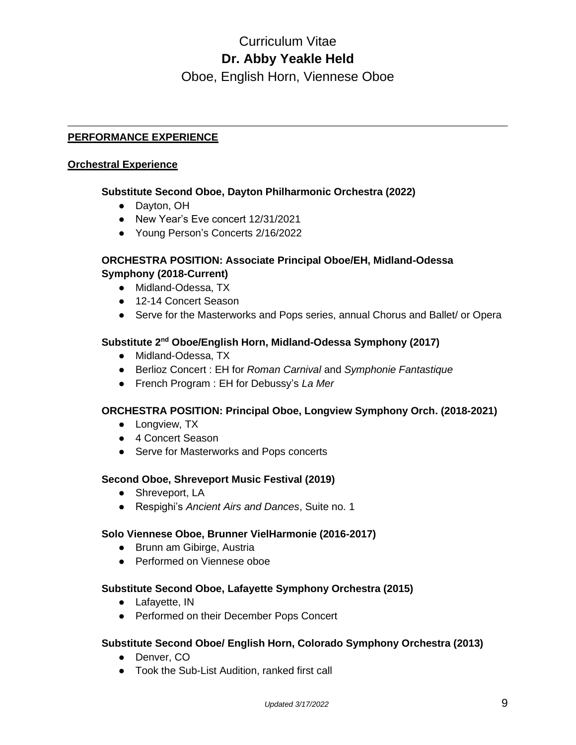# Curriculum Vitae

## Dr. Abby Yeakle Held

Oboe, English Horn, Viennese Oboe

---

**PERFORMANCE EXPERIENCE**

**Orchestral Experience**

**Substitute Second Oboe, Dayton Philharmonic Orchestra (2022)**

- Dayton, OH
- New Year's Eve concert 12/31/2021
- Young Person's Concerts 2/16/2022

**ORCHESTRA POSITION: Associate Principal Oboe/EH, Midland-Odessa Symphony (2018-Current)**

- Midland-Odessa, TX
- 12-14 Concert Season
- Serve for the Masterworks and Pops series, annual Chorus and Ballet/ or Opera

**Substitute 2nd Oboe/English Horn, Midland-Odessa Symphony (2017)**

- Midland-Odessa, TX
- Berlioz Concert : EH for *Roman Carnival* and *Symphonie Fantastique*
- French Program : EH for Debussy's *La Mer*

**ORCHESTRA POSITION: Principal Oboe, Longview Symphony Orch. (2018-2021)**

- Longview, TX
- 4 Concert Season
- Serve for Masterworks and Pops concerts

**Second Oboe, Shreveport Music Festival (2019)**

- Shreveport, LA
- Respighi's *Ancient Airs and Dances*, Suite no. 1

**Solo Viennese Oboe, Brunner VielHarmonie (2016-2017)**

- Brunn am Gibirge, Austria
- Performed on Viennese oboe

**Substitute Second Oboe, Lafayette Symphony Orchestra (2015)**

- Lafayette, IN
- Performed on their December Pops Concert

**Substitute Second Oboe/ English Horn, Colorado Symphony Orchestra (2013)**

- Denver, CO
- Took the Sub-List Audition, ranked first call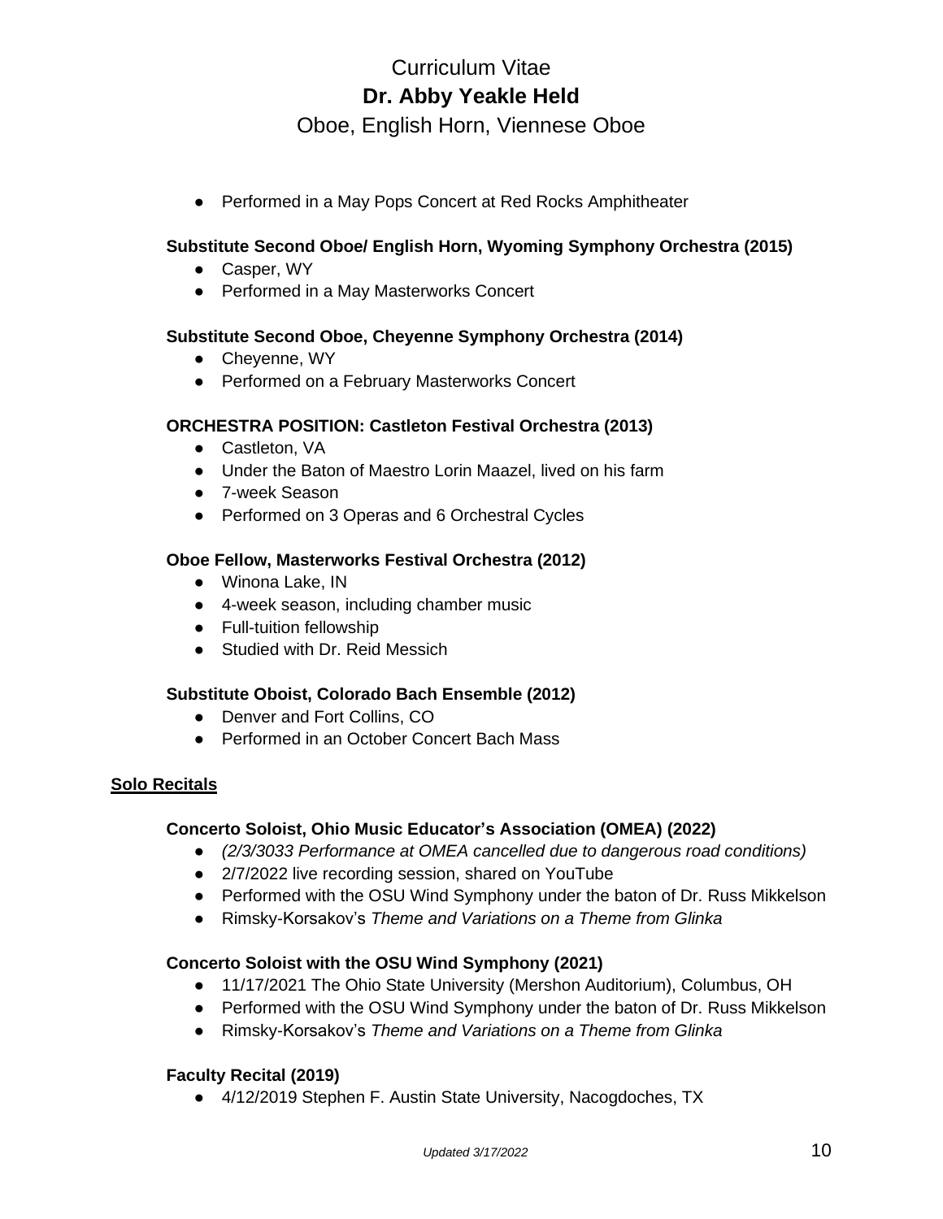- Performed in a May Pops Concert at Red Rocks Amphitheater

**Substitute Second Oboe/ English Horn, Wyoming Symphony Orchestra (2015)**

- Casper, WY
- Performed in a May Masterworks Concert

**Substitute Second Oboe, Cheyenne Symphony Orchestra (2014)**

- Cheyenne, WY
- Performed on a February Masterworks Concert

**ORCHESTRA POSITION: Castleton Festival Orchestra (2013)**

- Castleton, VA
- Under the Baton of Maestro Lorin Maazel, lived on his farm
- 7-week Season
- Performed on 3 Operas and 6 Orchestral Cycles

**Oboe Fellow, Masterworks Festival Orchestra (2012)**

- Winona Lake, IN
- 4-week season, including chamber music
- Full-tuition fellowship
- Studied with Dr. Reid Messich

**Substitute Oboist, Colorado Bach Ensemble (2012)**

- Denver and Fort Collins, CO
- Performed in an October Concert Bach Mass

## Solo Recitals

**Concerto Soloist, Ohio Music Educator's Association (OMEA) (2022)**

- *(2/3/3033 Performance at OMEA cancelled due to dangerous road conditions)*
- 2/7/2022 live recording session, shared on YouTube
- Performed with the OSU Wind Symphony under the baton of Dr. Russ Mikkelson
- Rimsky-Korsakov's *Theme and Variations on a Theme from Glinka*

**Concerto Soloist with the OSU Wind Symphony (2021)**

- 11/17/2021 The Ohio State University (Mershon Auditorium), Columbus, OH
- Performed with the OSU Wind Symphony under the baton of Dr. Russ Mikkelson
- Rimsky-Korsakov's *Theme and Variations on a Theme from Glinka*

**Faculty Recital (2019)**

- 4/12/2019 Stephen F. Austin State University, Nacogdoches, TX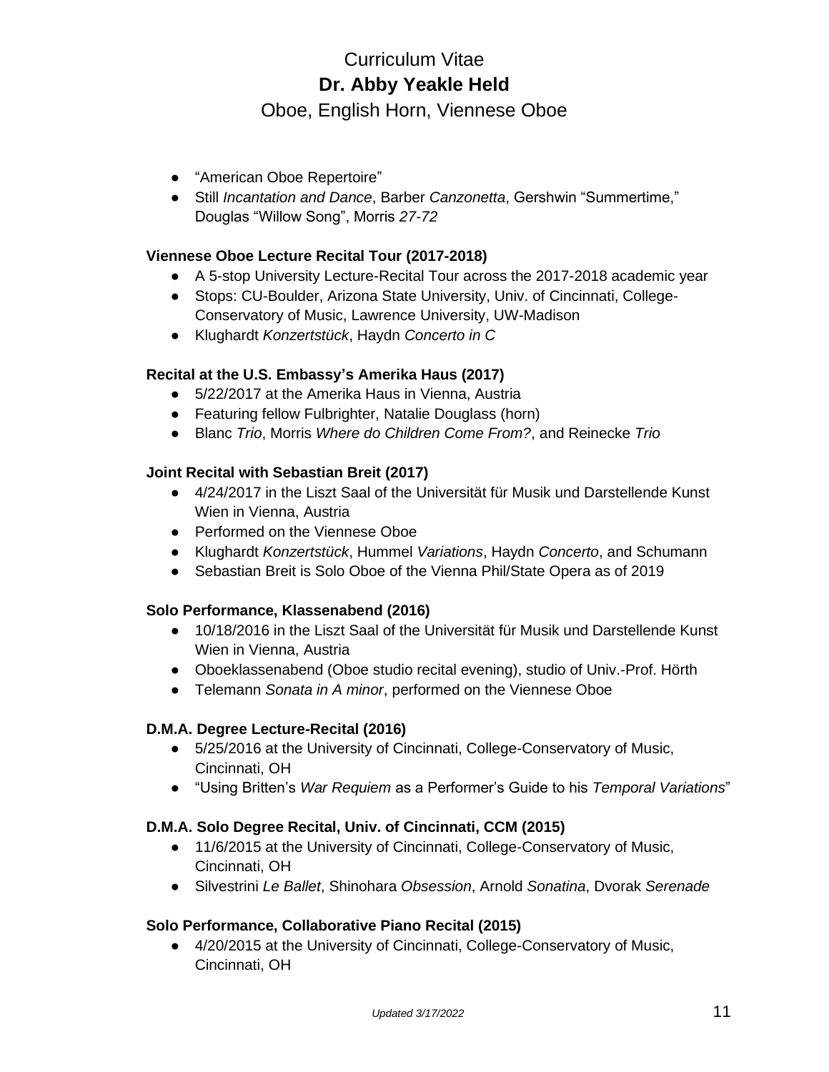- "American Oboe Repertoire"
- Still *Incantation and Dance*, Barber *Canzonetta*, Gershwin "Summertime," Douglas "Willow Song", Morris *27-72*

**Viennese Oboe Lecture Recital Tour (2017-2018)**

- A 5-stop University Lecture-Recital Tour across the 2017-2018 academic year
- Stops: CU-Boulder, Arizona State University, Univ. of Cincinnati, College-Conservatory of Music, Lawrence University, UW-Madison
- Klughardt *Konzertstück*, Haydn *Concerto in C*

**Recital at the U.S. Embassy's Amerika Haus (2017)**

- 5/22/2017 at the Amerika Haus in Vienna, Austria
- Featuring fellow Fulbrighter, Natalie Douglass (horn)
- Blanc *Trio*, Morris *Where do Children Come From?*, and Reinecke *Trio*

**Joint Recital with Sebastian Breit (2017)**

- 4/24/2017 in the Liszt Saal of the Universität für Musik und Darstellende Kunst Wien in Vienna, Austria
- Performed on the Viennese Oboe
- Klughardt *Konzertstück*, Hummel *Variations*, Haydn *Concerto*, and Schumann
- Sebastian Breit is Solo Oboe of the Vienna Phil/State Opera as of 2019

**Solo Performance, Klassenabend (2016)**

- 10/18/2016 in the Liszt Saal of the Universität für Musik und Darstellende Kunst Wien in Vienna, Austria
- Oboeklassenabend (Oboe studio recital evening), studio of Univ.-Prof. Hörth
- Telemann *Sonata in A minor*, performed on the Viennese Oboe

**D.M.A. Degree Lecture-Recital (2016)**

- 5/25/2016 at the University of Cincinnati, College-Conservatory of Music, Cincinnati, OH
- "Using Britten's *War Requiem* as a Performer's Guide to his *Temporal Variations*"

**D.M.A. Solo Degree Recital, Univ. of Cincinnati, CCM (2015)**

- 11/6/2015 at the University of Cincinnati, College-Conservatory of Music, Cincinnati, OH
- Silvestrini *Le Ballet*, Shinohara *Obsession*, Arnold *Sonatina*, Dvorak *Serenade*

**Solo Performance, Collaborative Piano Recital (2015)**

- 4/20/2015 at the University of Cincinnati, College-Conservatory of Music, Cincinnati, OH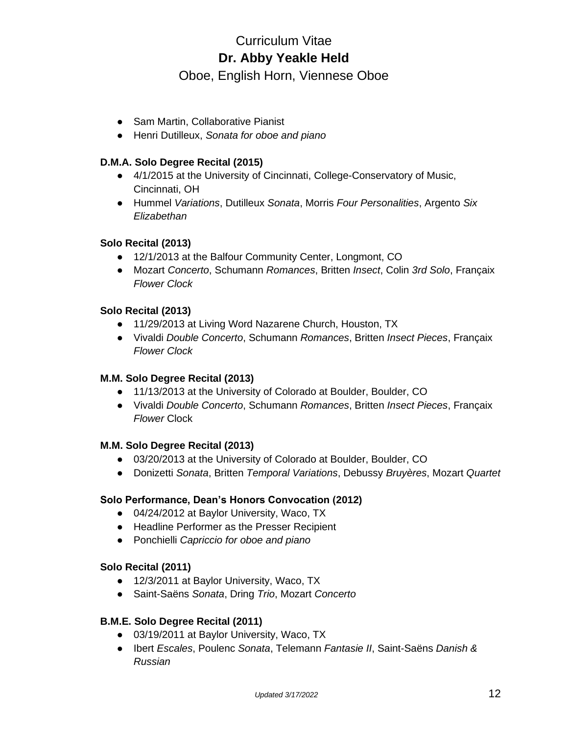- Sam Martin, Collaborative Pianist
- Henri Dutilleux, *Sonata for oboe and piano*

**D.M.A. Solo Degree Recital (2015)**
- 4/1/2015 at the University of Cincinnati, College-Conservatory of Music, Cincinnati, OH
- Hummel *Variations*, Dutilleux *Sonata*, Morris *Four Personalities*, Argento *Six Elizabethan*

**Solo Recital (2013)**
- 12/1/2013 at the Balfour Community Center, Longmont, CO
- Mozart *Concerto*, Schumann *Romances*, Britten *Insect*, Colin *3rd Solo*, Françaix *Flower Clock*

**Solo Recital (2013)**
- 11/29/2013 at Living Word Nazarene Church, Houston, TX
- Vivaldi *Double Concerto*, Schumann *Romances*, Britten *Insect Pieces*, Françaix *Flower Clock*

**M.M. Solo Degree Recital (2013)**
- 11/13/2013 at the University of Colorado at Boulder, Boulder, CO
- Vivaldi *Double Concerto*, Schumann *Romances*, Britten *Insect Pieces*, Françaix *Flower* Clock

**M.M. Solo Degree Recital (2013)**
- 03/20/2013 at the University of Colorado at Boulder, Boulder, CO
- Donizetti *Sonata*, Britten *Temporal Variations*, Debussy *Bruyères*, Mozart *Quartet*

**Solo Performance, Dean's Honors Convocation (2012)**
- 04/24/2012 at Baylor University, Waco, TX
- Headline Performer as the Presser Recipient
- Ponchielli *Capriccio for oboe and piano*

**Solo Recital (2011)**
- 12/3/2011 at Baylor University, Waco, TX
- Saint-Saëns *Sonata*, Dring *Trio*, Mozart *Concerto*

**B.M.E. Solo Degree Recital (2011)**
- 03/19/2011 at Baylor University, Waco, TX
- Ibert *Escales*, Poulenc *Sonata*, Telemann *Fantasie II*, Saint-Saëns *Danish & Russian*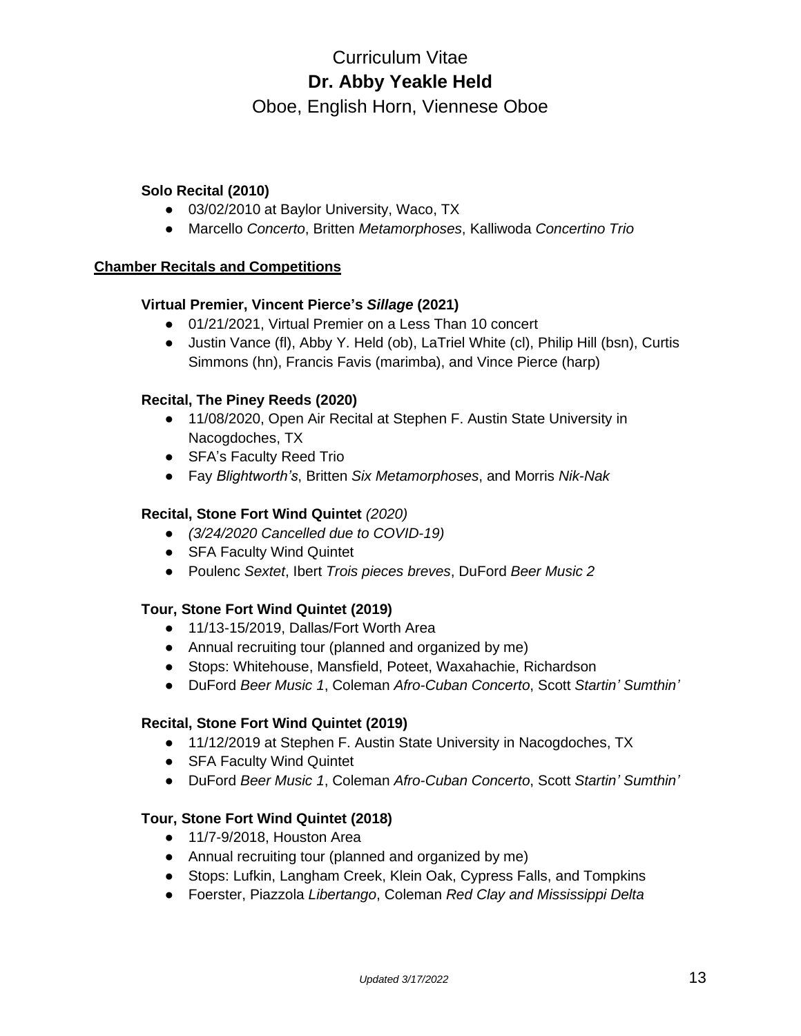# Curriculum Vitae
## Dr. Abby Yeakle Held
Oboe, English Horn, Viennese Oboe

**Solo Recital (2010)**

- 03/02/2010 at Baylor University, Waco, TX
- Marcello *Concerto*, Britten *Metamorphoses*, Kalliwoda *Concertino Trio*

## Chamber Recitals and Competitions

**Virtual Premier, Vincent Pierce's *Sillage* (2021)**

- 01/21/2021, Virtual Premier on a Less Than 10 concert
- Justin Vance (fl), Abby Y. Held (ob), LaTriel White (cl), Philip Hill (bsn), Curtis Simmons (hn), Francis Favis (marimba), and Vince Pierce (harp)

**Recital, The Piney Reeds (2020)**

- 11/08/2020, Open Air Recital at Stephen F. Austin State University in Nacogdoches, TX
- SFA's Faculty Reed Trio
- Fay *Blightworth's*, Britten *Six Metamorphoses*, and Morris *Nik-Nak*

**Recital, Stone Fort Wind Quintet** *(2020)*

- *(3/24/2020 Cancelled due to COVID-19)*
- SFA Faculty Wind Quintet
- Poulenc *Sextet*, Ibert *Trois pieces breves*, DuFord *Beer Music 2*

**Tour, Stone Fort Wind Quintet (2019)**

- 11/13-15/2019, Dallas/Fort Worth Area
- Annual recruiting tour (planned and organized by me)
- Stops: Whitehouse, Mansfield, Poteet, Waxahachie, Richardson
- DuFord *Beer Music 1*, Coleman *Afro-Cuban Concerto*, Scott *Startin' Sumthin'*

**Recital, Stone Fort Wind Quintet (2019)**

- 11/12/2019 at Stephen F. Austin State University in Nacogdoches, TX
- SFA Faculty Wind Quintet
- DuFord *Beer Music 1*, Coleman *Afro-Cuban Concerto*, Scott *Startin' Sumthin'*

**Tour, Stone Fort Wind Quintet (2018)**

- 11/7-9/2018, Houston Area
- Annual recruiting tour (planned and organized by me)
- Stops: Lufkin, Langham Creek, Klein Oak, Cypress Falls, and Tompkins
- Foerster, Piazzola *Libertango*, Coleman *Red Clay and Mississippi Delta*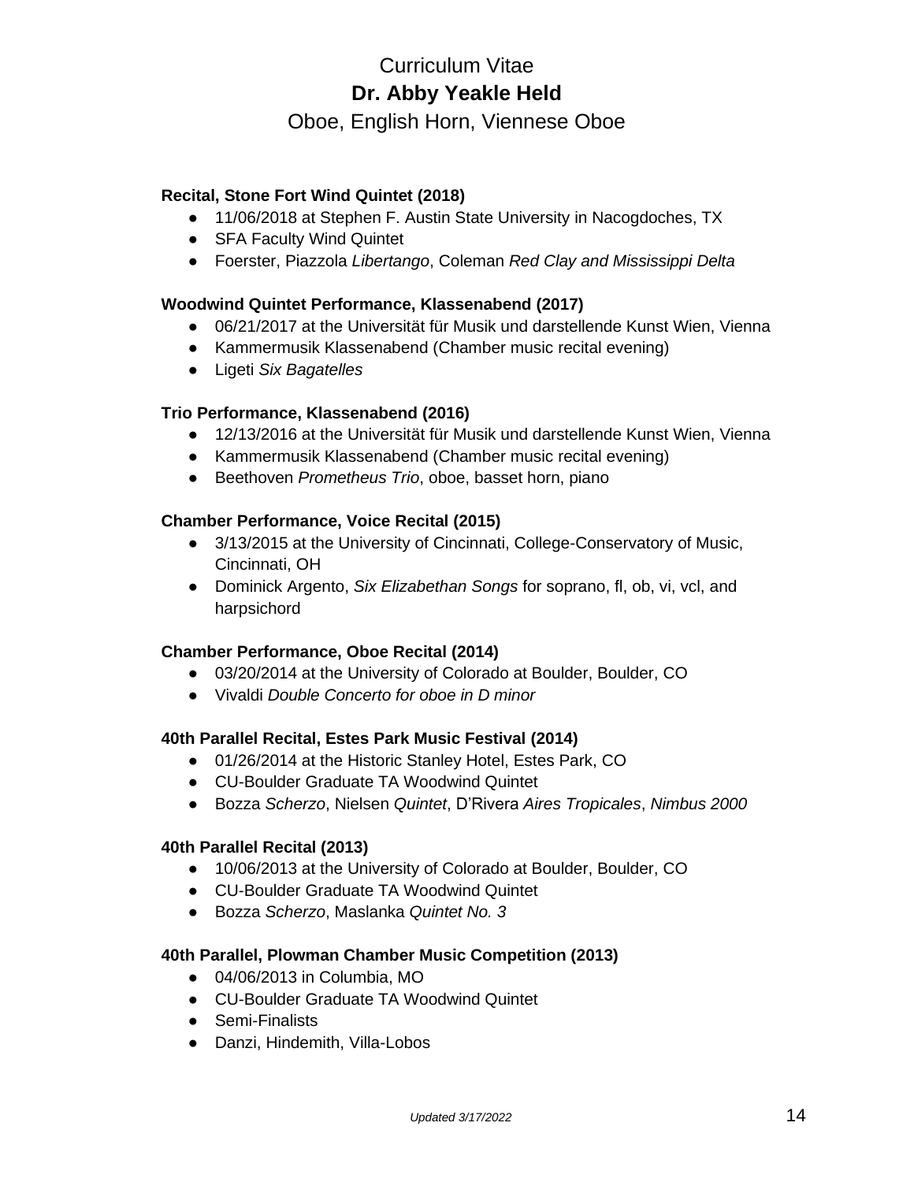Curriculum Vitae

**Dr. Abby Yeakle Held**

Oboe, English Horn, Viennese Oboe

**Recital, Stone Fort Wind Quintet (2018)**

- 11/06/2018 at Stephen F. Austin State University in Nacogdoches, TX
- SFA Faculty Wind Quintet
- Foerster, Piazzola *Libertango*, Coleman *Red Clay and Mississippi Delta*

**Woodwind Quintet Performance, Klassenabend (2017)**

- 06/21/2017 at the Universität für Musik und darstellende Kunst Wien, Vienna
- Kammermusik Klassenabend (Chamber music recital evening)
- Ligeti *Six Bagatelles*

**Trio Performance, Klassenabend (2016)**

- 12/13/2016 at the Universität für Musik und darstellende Kunst Wien, Vienna
- Kammermusik Klassenabend (Chamber music recital evening)
- Beethoven *Prometheus Trio*, oboe, basset horn, piano

**Chamber Performance, Voice Recital (2015)**

- 3/13/2015 at the University of Cincinnati, College-Conservatory of Music, Cincinnati, OH
- Dominick Argento, *Six Elizabethan Songs* for soprano, fl, ob, vi, vcl, and harpsichord

**Chamber Performance, Oboe Recital (2014)**

- 03/20/2014 at the University of Colorado at Boulder, Boulder, CO
- Vivaldi *Double Concerto for oboe in D minor*

**40th Parallel Recital, Estes Park Music Festival (2014)**

- 01/26/2014 at the Historic Stanley Hotel, Estes Park, CO
- CU-Boulder Graduate TA Woodwind Quintet
- Bozza *Scherzo*, Nielsen *Quintet*, D'Rivera *Aires Tropicales*, *Nimbus 2000*

**40th Parallel Recital (2013)**

- 10/06/2013 at the University of Colorado at Boulder, Boulder, CO
- CU-Boulder Graduate TA Woodwind Quintet
- Bozza *Scherzo*, Maslanka *Quintet No. 3*

**40th Parallel, Plowman Chamber Music Competition (2013)**

- 04/06/2013 in Columbia, MO
- CU-Boulder Graduate TA Woodwind Quintet
- Semi-Finalists
- Danzi, Hindemith, Villa-Lobos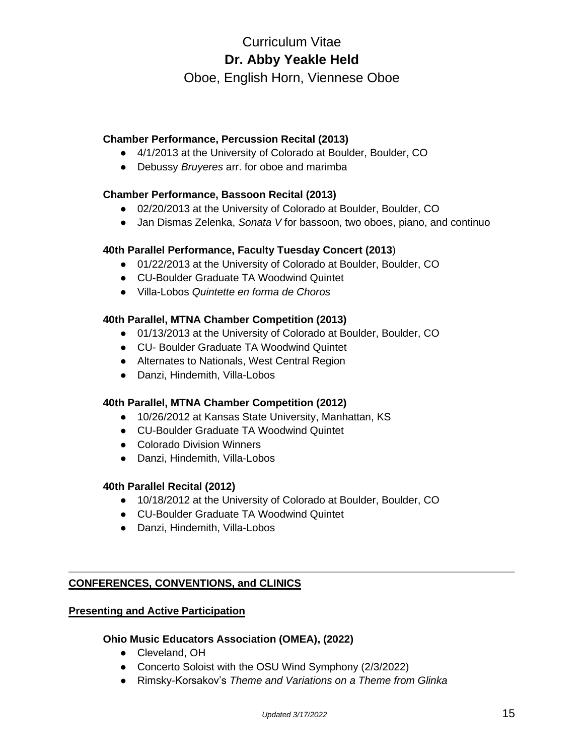**Chamber Performance, Percussion Recital (2013)**

- 4/1/2013 at the University of Colorado at Boulder, Boulder, CO
- Debussy *Bruyeres* arr. for oboe and marimba

**Chamber Performance, Bassoon Recital (2013)**

- 02/20/2013 at the University of Colorado at Boulder, Boulder, CO
- Jan Dismas Zelenka, *Sonata V* for bassoon, two oboes, piano, and continuo

**40th Parallel Performance, Faculty Tuesday Concert (2013)**

- 01/22/2013 at the University of Colorado at Boulder, Boulder, CO
- CU-Boulder Graduate TA Woodwind Quintet
- Villa-Lobos *Quintette en forma de Choros*

**40th Parallel, MTNA Chamber Competition (2013)**

- 01/13/2013 at the University of Colorado at Boulder, Boulder, CO
- CU- Boulder Graduate TA Woodwind Quintet
- Alternates to Nationals, West Central Region
- Danzi, Hindemith, Villa-Lobos

**40th Parallel, MTNA Chamber Competition (2012)**

- 10/26/2012 at Kansas State University, Manhattan, KS
- CU-Boulder Graduate TA Woodwind Quintet
- Colorado Division Winners
- Danzi, Hindemith, Villa-Lobos

**40th Parallel Recital (2012)**

- 10/18/2012 at the University of Colorado at Boulder, Boulder, CO
- CU-Boulder Graduate TA Woodwind Quintet
- Danzi, Hindemith, Villa-Lobos

---

## CONFERENCES, CONVENTIONS, and CLINICS

### Presenting and Active Participation

**Ohio Music Educators Association (OMEA), (2022)**

- Cleveland, OH
- Concerto Soloist with the OSU Wind Symphony (2/3/2022)
- Rimsky-Korsakov's *Theme and Variations on a Theme from Glinka*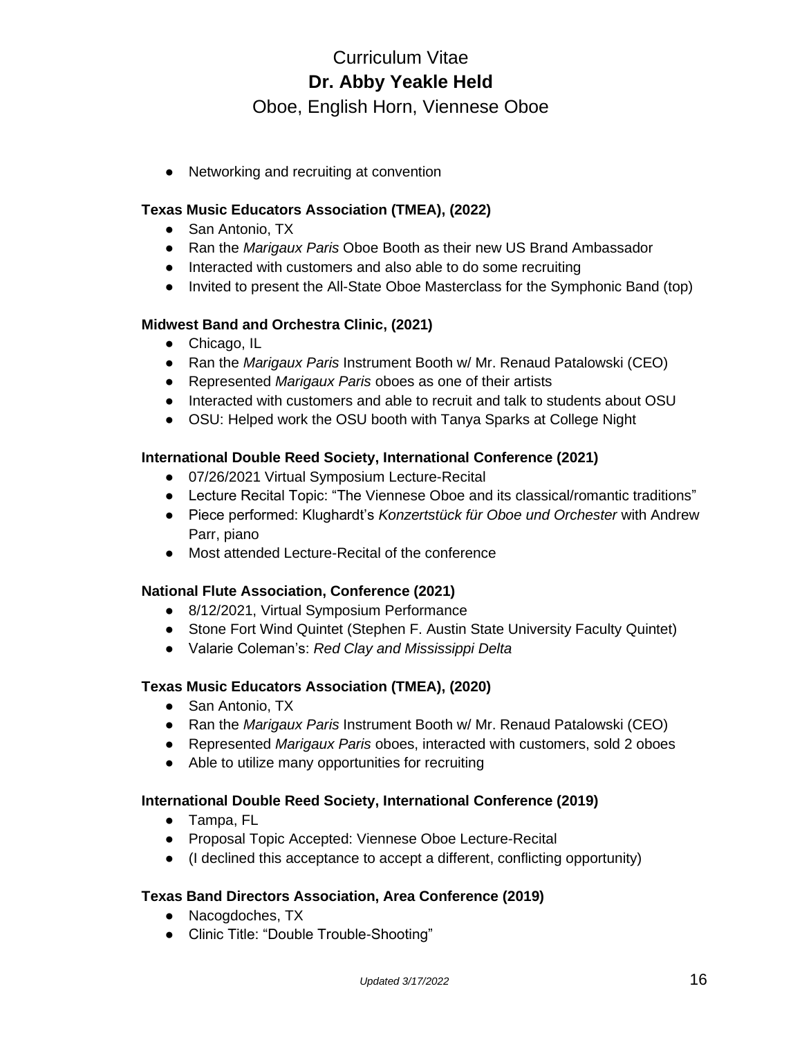- Networking and recruiting at convention

**Texas Music Educators Association (TMEA), (2022)**

- San Antonio, TX
- Ran the *Marigaux Paris* Oboe Booth as their new US Brand Ambassador
- Interacted with customers and also able to do some recruiting
- Invited to present the All-State Oboe Masterclass for the Symphonic Band (top)

**Midwest Band and Orchestra Clinic, (2021)**

- Chicago, IL
- Ran the *Marigaux Paris* Instrument Booth w/ Mr. Renaud Patalowski (CEO)
- Represented *Marigaux Paris* oboes as one of their artists
- Interacted with customers and able to recruit and talk to students about OSU
- OSU: Helped work the OSU booth with Tanya Sparks at College Night

**International Double Reed Society, International Conference (2021)**

- 07/26/2021 Virtual Symposium Lecture-Recital
- Lecture Recital Topic: "The Viennese Oboe and its classical/romantic traditions"
- Piece performed: Klughardt's *Konzertstück für Oboe und Orchester* with Andrew Parr, piano
- Most attended Lecture-Recital of the conference

**National Flute Association, Conference (2021)**

- 8/12/2021, Virtual Symposium Performance
- Stone Fort Wind Quintet (Stephen F. Austin State University Faculty Quintet)
- Valarie Coleman's: *Red Clay and Mississippi Delta*

**Texas Music Educators Association (TMEA), (2020)**

- San Antonio, TX
- Ran the *Marigaux Paris* Instrument Booth w/ Mr. Renaud Patalowski (CEO)
- Represented *Marigaux Paris* oboes, interacted with customers, sold 2 oboes
- Able to utilize many opportunities for recruiting

**International Double Reed Society, International Conference (2019)**

- Tampa, FL
- Proposal Topic Accepted: Viennese Oboe Lecture-Recital
- (I declined this acceptance to accept a different, conflicting opportunity)

**Texas Band Directors Association, Area Conference (2019)**

- Nacogdoches, TX
- Clinic Title: "Double Trouble-Shooting"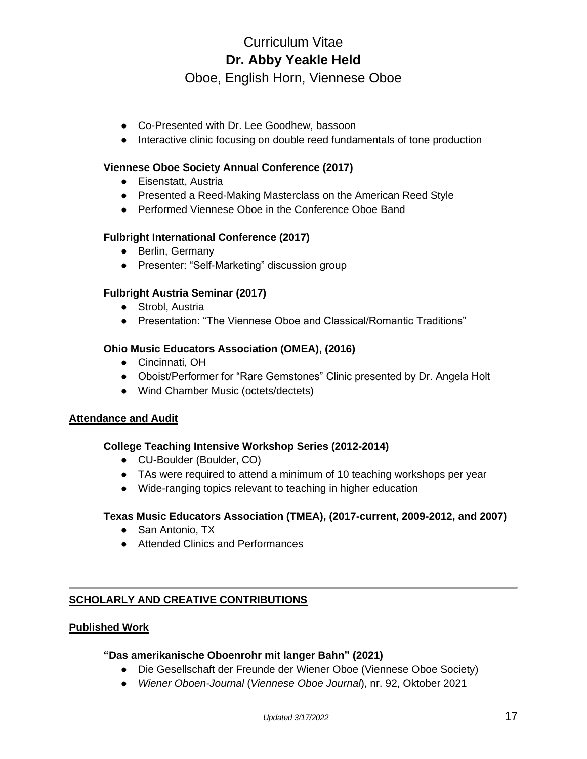- Co-Presented with Dr. Lee Goodhew, bassoon
- Interactive clinic focusing on double reed fundamentals of tone production

**Viennese Oboe Society Annual Conference (2017)**

- Eisenstatt, Austria
- Presented a Reed-Making Masterclass on the American Reed Style
- Performed Viennese Oboe in the Conference Oboe Band

**Fulbright International Conference (2017)**

- Berlin, Germany
- Presenter: "Self-Marketing" discussion group

**Fulbright Austria Seminar (2017)**

- Strobl, Austria
- Presentation: "The Viennese Oboe and Classical/Romantic Traditions"

**Ohio Music Educators Association (OMEA), (2016)**

- Cincinnati, OH
- Oboist/Performer for "Rare Gemstones" Clinic presented by Dr. Angela Holt
- Wind Chamber Music (octets/dectets)

## Attendance and Audit

**College Teaching Intensive Workshop Series (2012-2014)**

- CU-Boulder (Boulder, CO)
- TAs were required to attend a minimum of 10 teaching workshops per year
- Wide-ranging topics relevant to teaching in higher education

**Texas Music Educators Association (TMEA), (2017-current, 2009-2012, and 2007)**

- San Antonio, TX
- Attended Clinics and Performances

---

# SCHOLARLY AND CREATIVE CONTRIBUTIONS

## Published Work

**"Das amerikanische Oboenrohr mit langer Bahn" (2021)**

- Die Gesellschaft der Freunde der Wiener Oboe (Viennese Oboe Society)
- *Wiener Oboen-Journal* (*Viennese Oboe Journal*), nr. 92, Oktober 2021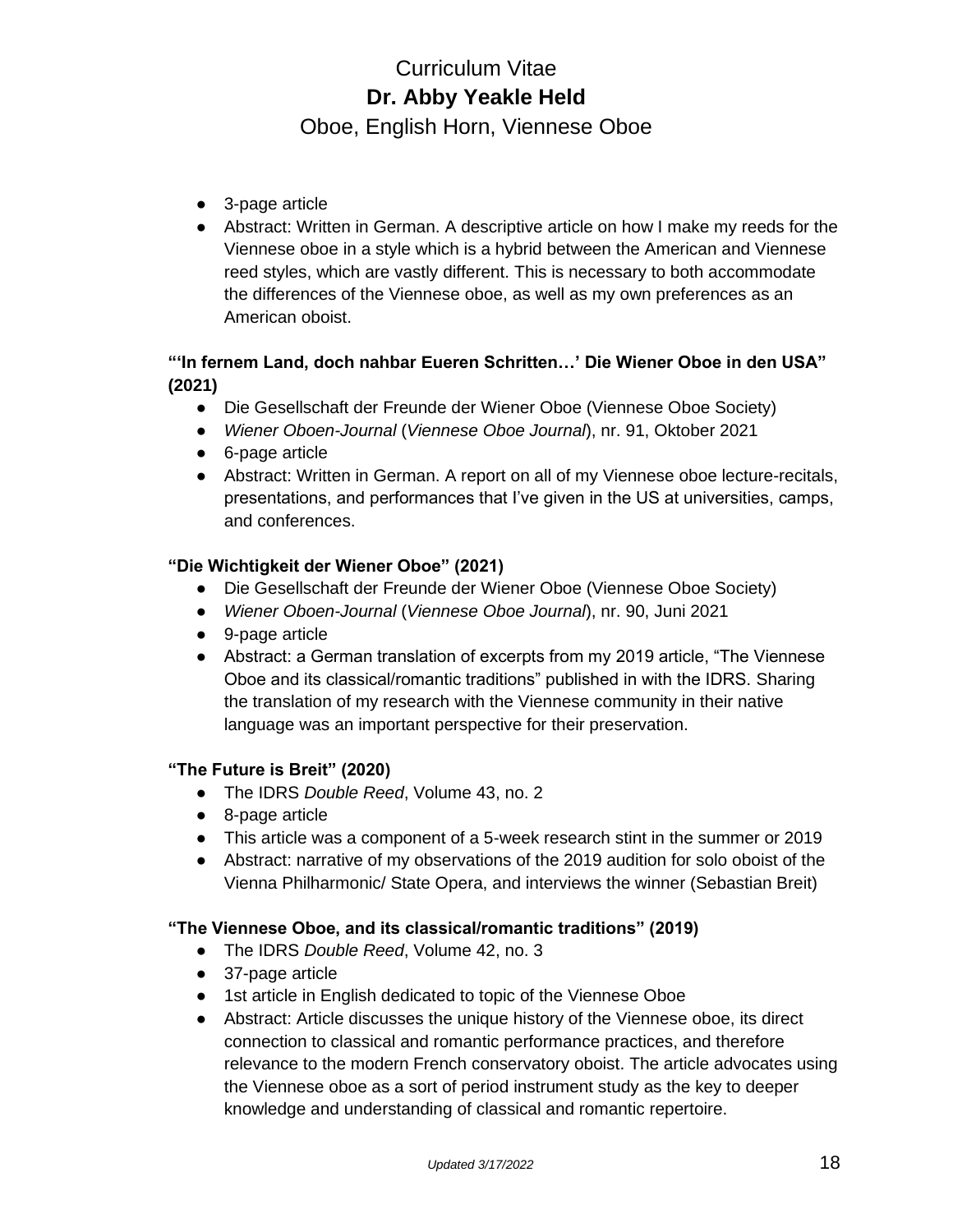- 3-page article
- Abstract: Written in German. A descriptive article on how I make my reeds for the Viennese oboe in a style which is a hybrid between the American and Viennese reed styles, which are vastly different. This is necessary to both accommodate the differences of the Viennese oboe, as well as my own preferences as an American oboist.

**"'In fernem Land, doch nahbar Eueren Schritten…' Die Wiener Oboe in den USA" (2021)**

- Die Gesellschaft der Freunde der Wiener Oboe (Viennese Oboe Society)
- *Wiener Oboen-Journal* (*Viennese Oboe Journal*), nr. 91, Oktober 2021
- 6-page article
- Abstract: Written in German. A report on all of my Viennese oboe lecture-recitals, presentations, and performances that I've given in the US at universities, camps, and conferences.

**"Die Wichtigkeit der Wiener Oboe" (2021)**

- Die Gesellschaft der Freunde der Wiener Oboe (Viennese Oboe Society)
- *Wiener Oboen-Journal* (*Viennese Oboe Journal*), nr. 90, Juni 2021
- 9-page article
- Abstract: a German translation of excerpts from my 2019 article, "The Viennese Oboe and its classical/romantic traditions" published in with the IDRS. Sharing the translation of my research with the Viennese community in their native language was an important perspective for their preservation.

**"The Future is Breit" (2020)**

- The IDRS *Double Reed*, Volume 43, no. 2
- 8-page article
- This article was a component of a 5-week research stint in the summer or 2019
- Abstract: narrative of my observations of the 2019 audition for solo oboist of the Vienna Philharmonic/ State Opera, and interviews the winner (Sebastian Breit)

**"The Viennese Oboe, and its classical/romantic traditions" (2019)**

- The IDRS *Double Reed*, Volume 42, no. 3
- 37-page article
- 1st article in English dedicated to topic of the Viennese Oboe
- Abstract: Article discusses the unique history of the Viennese oboe, its direct connection to classical and romantic performance practices, and therefore relevance to the modern French conservatory oboist. The article advocates using the Viennese oboe as a sort of period instrument study as the key to deeper knowledge and understanding of classical and romantic repertoire.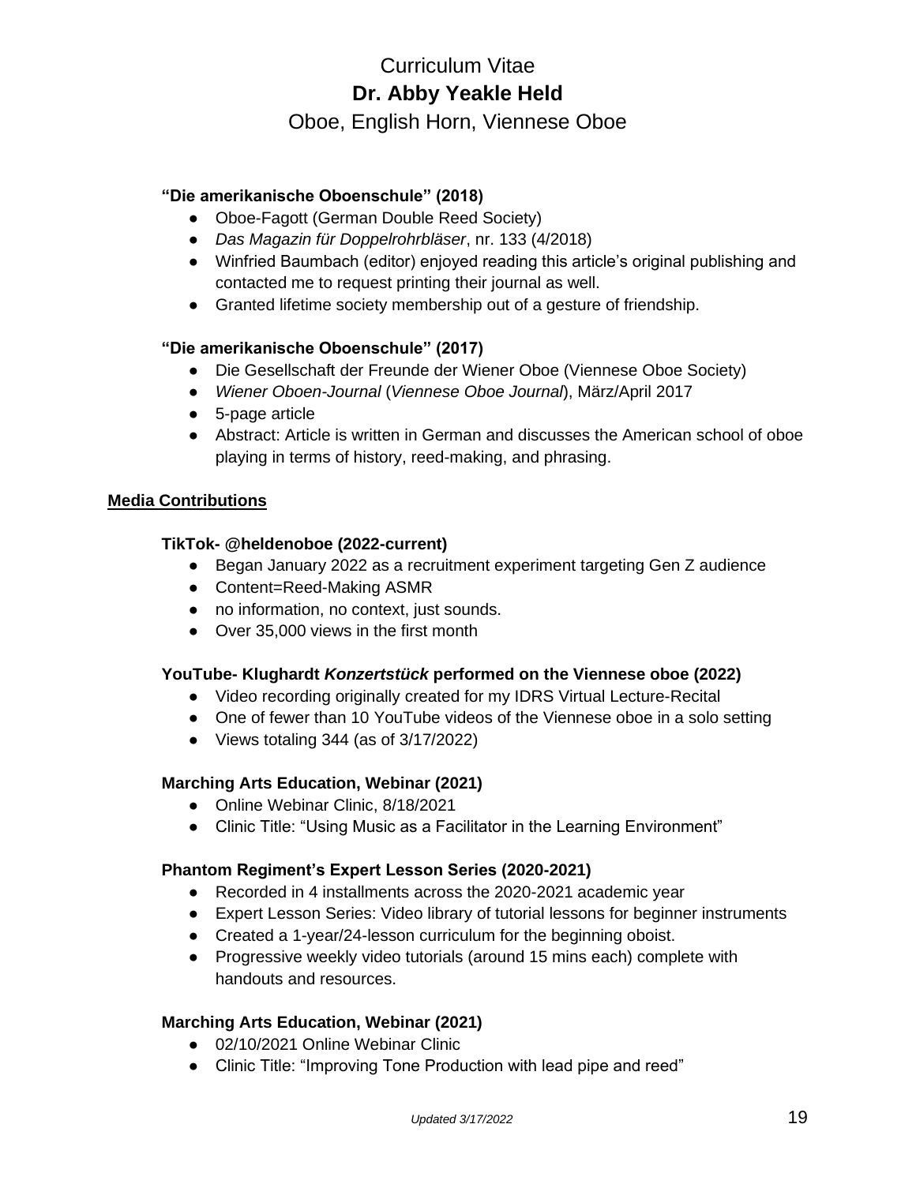### "Die amerikanische Oboenschule" (2018)

- Oboe-Fagott (German Double Reed Society)
- *Das Magazin für Doppelrohrbläser*, nr. 133 (4/2018)
- Winfried Baumbach (editor) enjoyed reading this article's original publishing and contacted me to request printing their journal as well.
- Granted lifetime society membership out of a gesture of friendship.

### "Die amerikanische Oboenschule" (2017)

- Die Gesellschaft der Freunde der Wiener Oboe (Viennese Oboe Society)
- *Wiener Oboen-Journal* (*Viennese Oboe Journal*), März/April 2017
- 5-page article
- Abstract: Article is written in German and discusses the American school of oboe playing in terms of history, reed-making, and phrasing.

## Media Contributions

### TikTok- @heldenoboe (2022-current)

- Began January 2022 as a recruitment experiment targeting Gen Z audience
- Content=Reed-Making ASMR
- no information, no context, just sounds.
- Over 35,000 views in the first month

### YouTube- Klughardt *Konzertstück* performed on the Viennese oboe (2022)

- Video recording originally created for my IDRS Virtual Lecture-Recital
- One of fewer than 10 YouTube videos of the Viennese oboe in a solo setting
- Views totaling 344 (as of 3/17/2022)

### Marching Arts Education, Webinar (2021)

- Online Webinar Clinic, 8/18/2021
- Clinic Title: "Using Music as a Facilitator in the Learning Environment"

### Phantom Regiment's Expert Lesson Series (2020-2021)

- Recorded in 4 installments across the 2020-2021 academic year
- Expert Lesson Series: Video library of tutorial lessons for beginner instruments
- Created a 1-year/24-lesson curriculum for the beginning oboist.
- Progressive weekly video tutorials (around 15 mins each) complete with handouts and resources.

### Marching Arts Education, Webinar (2021)

- 02/10/2021 Online Webinar Clinic
- Clinic Title: "Improving Tone Production with lead pipe and reed"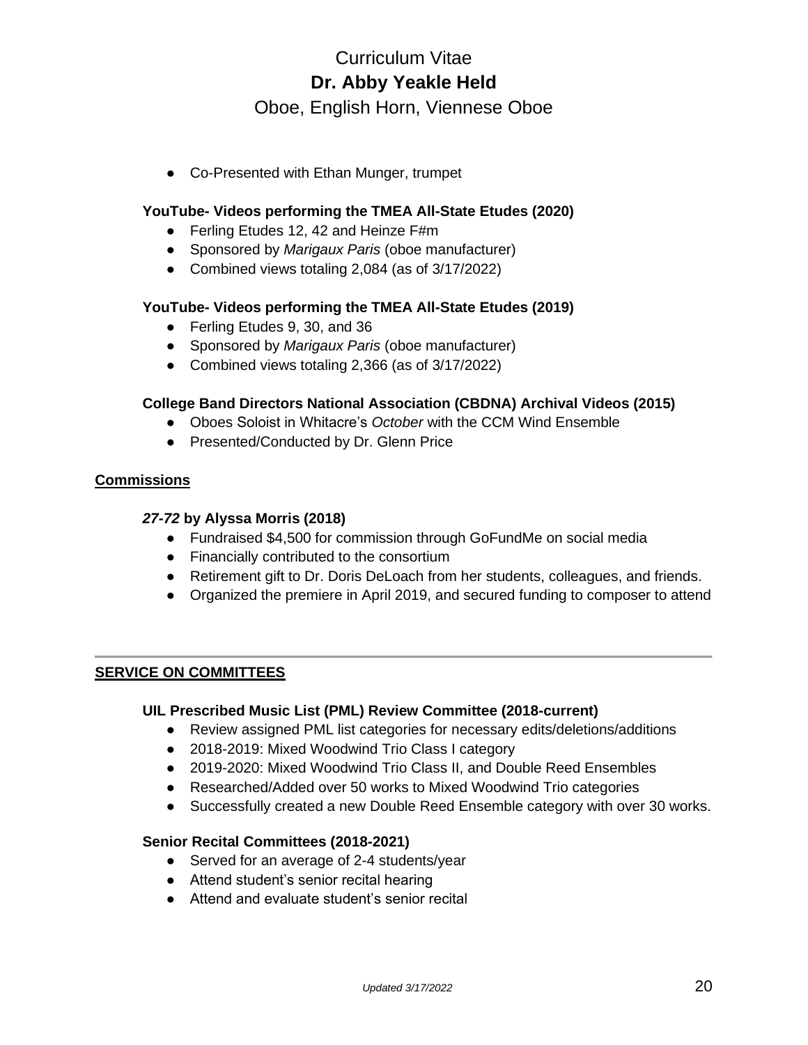- Co-Presented with Ethan Munger, trumpet

**YouTube- Videos performing the TMEA All-State Etudes (2020)**

- Ferling Etudes 12, 42 and Heinze F#m
- Sponsored by *Marigaux Paris* (oboe manufacturer)
- Combined views totaling 2,084 (as of 3/17/2022)

**YouTube- Videos performing the TMEA All-State Etudes (2019)**

- Ferling Etudes 9, 30, and 36
- Sponsored by *Marigaux Paris* (oboe manufacturer)
- Combined views totaling 2,366 (as of 3/17/2022)

**College Band Directors National Association (CBDNA) Archival Videos (2015)**

- Oboes Soloist in Whitacre's *October* with the CCM Wind Ensemble
- Presented/Conducted by Dr. Glenn Price

## Commissions

***27-72* by Alyssa Morris (2018)**

- Fundraised $4,500 for commission through GoFundMe on social media
- Financially contributed to the consortium
- Retirement gift to Dr. Doris DeLoach from her students, colleagues, and friends.
- Organized the premiere in April 2019, and secured funding to composer to attend

---

## SERVICE ON COMMITTEES

**UIL Prescribed Music List (PML) Review Committee (2018-current)**

- Review assigned PML list categories for necessary edits/deletions/additions
- 2018-2019: Mixed Woodwind Trio Class I category
- 2019-2020: Mixed Woodwind Trio Class II, and Double Reed Ensembles
- Researched/Added over 50 works to Mixed Woodwind Trio categories
- Successfully created a new Double Reed Ensemble category with over 30 works.

**Senior Recital Committees (2018-2021)**

- Served for an average of 2-4 students/year
- Attend student's senior recital hearing
- Attend and evaluate student's senior recital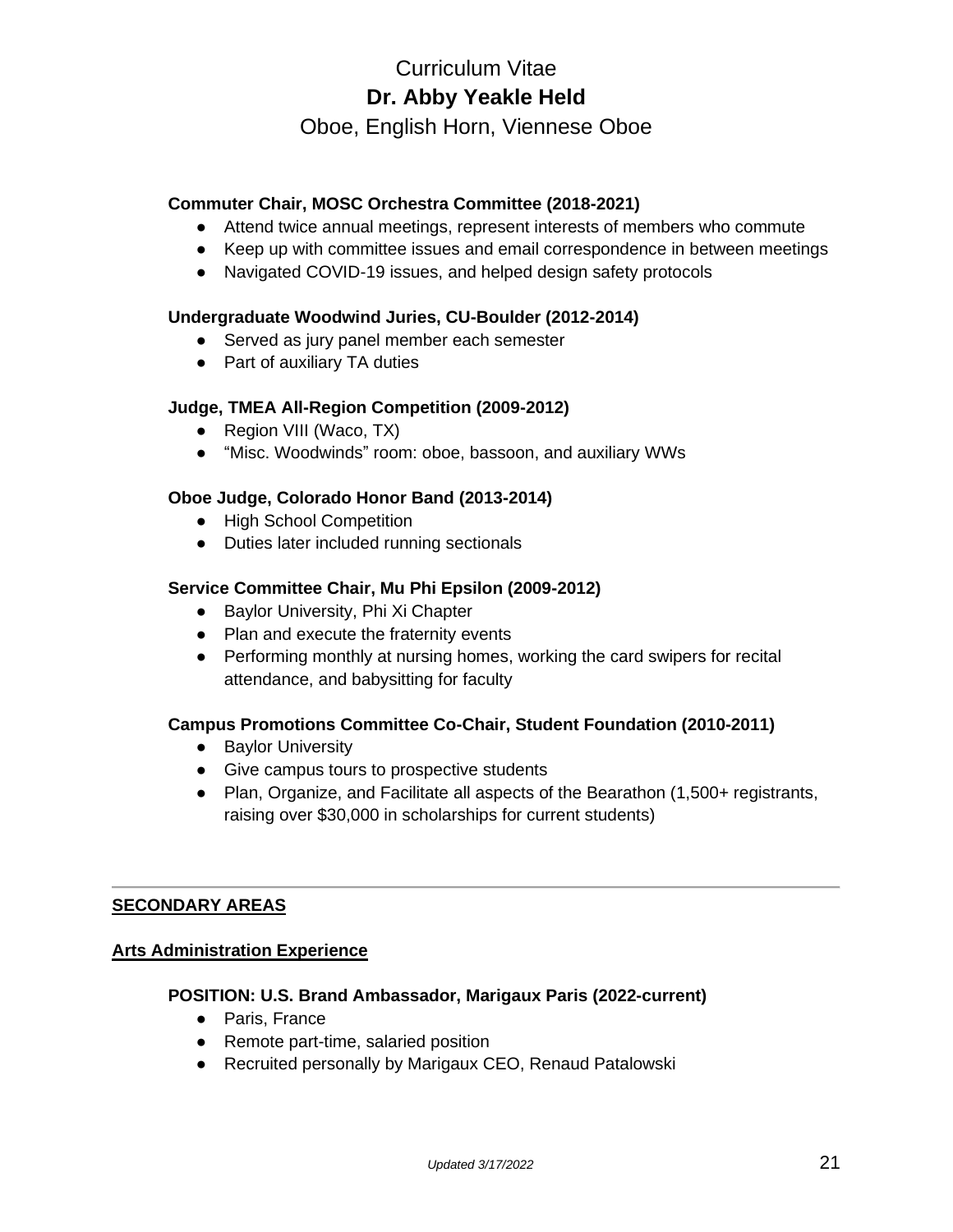**Commuter Chair, MOSC Orchestra Committee (2018-2021)**

- Attend twice annual meetings, represent interests of members who commute
- Keep up with committee issues and email correspondence in between meetings
- Navigated COVID-19 issues, and helped design safety protocols

**Undergraduate Woodwind Juries, CU-Boulder (2012-2014)**

- Served as jury panel member each semester
- Part of auxiliary TA duties

**Judge, TMEA All-Region Competition (2009-2012)**

- Region VIII (Waco, TX)
- “Misc. Woodwinds” room: oboe, bassoon, and auxiliary WWs

**Oboe Judge, Colorado Honor Band (2013-2014)**

- High School Competition
- Duties later included running sectionals

**Service Committee Chair, Mu Phi Epsilon (2009-2012)**

- Baylor University, Phi Xi Chapter
- Plan and execute the fraternity events
- Performing monthly at nursing homes, working the card swipers for recital attendance, and babysitting for faculty

**Campus Promotions Committee Co-Chair, Student Foundation (2010-2011)**

- Baylor University
- Give campus tours to prospective students
- Plan, Organize, and Facilitate all aspects of the Bearathon (1,500+ registrants, raising over $30,000 in scholarships for current students)

---

## SECONDARY AREAS

### Arts Administration Experience

**POSITION: U.S. Brand Ambassador, Marigaux Paris (2022-current)**

- Paris, France
- Remote part-time, salaried position
- Recruited personally by Marigaux CEO, Renaud Patalowski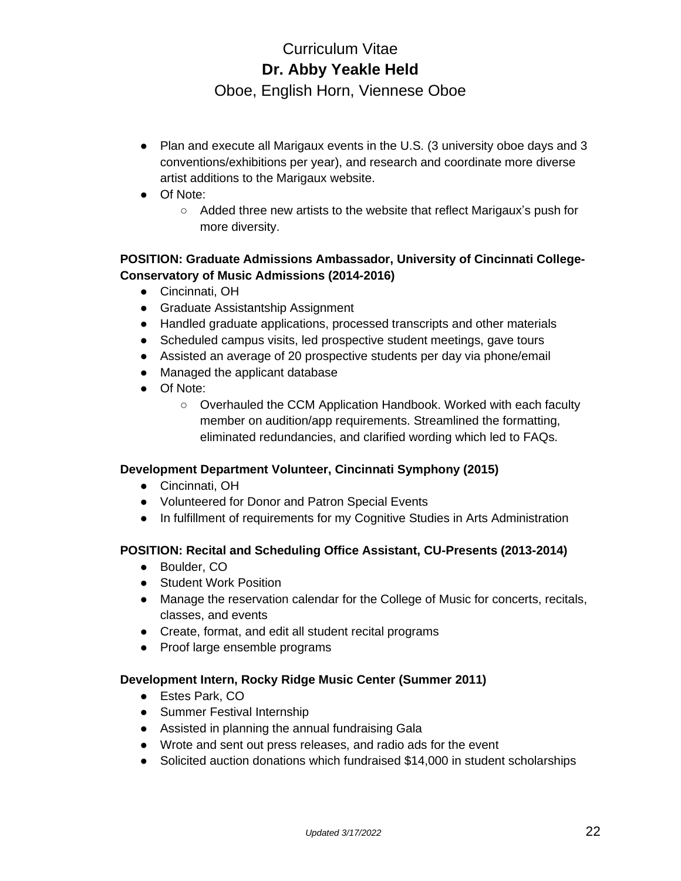- Plan and execute all Marigaux events in the U.S. (3 university oboe days and 3 conventions/exhibitions per year), and research and coordinate more diverse artist additions to the Marigaux website.
- Of Note:
    - Added three new artists to the website that reflect Marigaux's push for more diversity.

**POSITION: Graduate Admissions Ambassador, University of Cincinnati College-Conservatory of Music Admissions (2014-2016)**

- Cincinnati, OH
- Graduate Assistantship Assignment
- Handled graduate applications, processed transcripts and other materials
- Scheduled campus visits, led prospective student meetings, gave tours
- Assisted an average of 20 prospective students per day via phone/email
- Managed the applicant database
- Of Note:
    - Overhauled the CCM Application Handbook. Worked with each faculty member on audition/app requirements. Streamlined the formatting, eliminated redundancies, and clarified wording which led to FAQs.

**Development Department Volunteer, Cincinnati Symphony (2015)**

- Cincinnati, OH
- Volunteered for Donor and Patron Special Events
- In fulfillment of requirements for my Cognitive Studies in Arts Administration

**POSITION: Recital and Scheduling Office Assistant, CU-Presents (2013-2014)**

- Boulder, CO
- Student Work Position
- Manage the reservation calendar for the College of Music for concerts, recitals, classes, and events
- Create, format, and edit all student recital programs
- Proof large ensemble programs

**Development Intern, Rocky Ridge Music Center (Summer 2011)**

- Estes Park, CO
- Summer Festival Internship
- Assisted in planning the annual fundraising Gala
- Wrote and sent out press releases, and radio ads for the event
- Solicited auction donations which fundraised $14,000 in student scholarships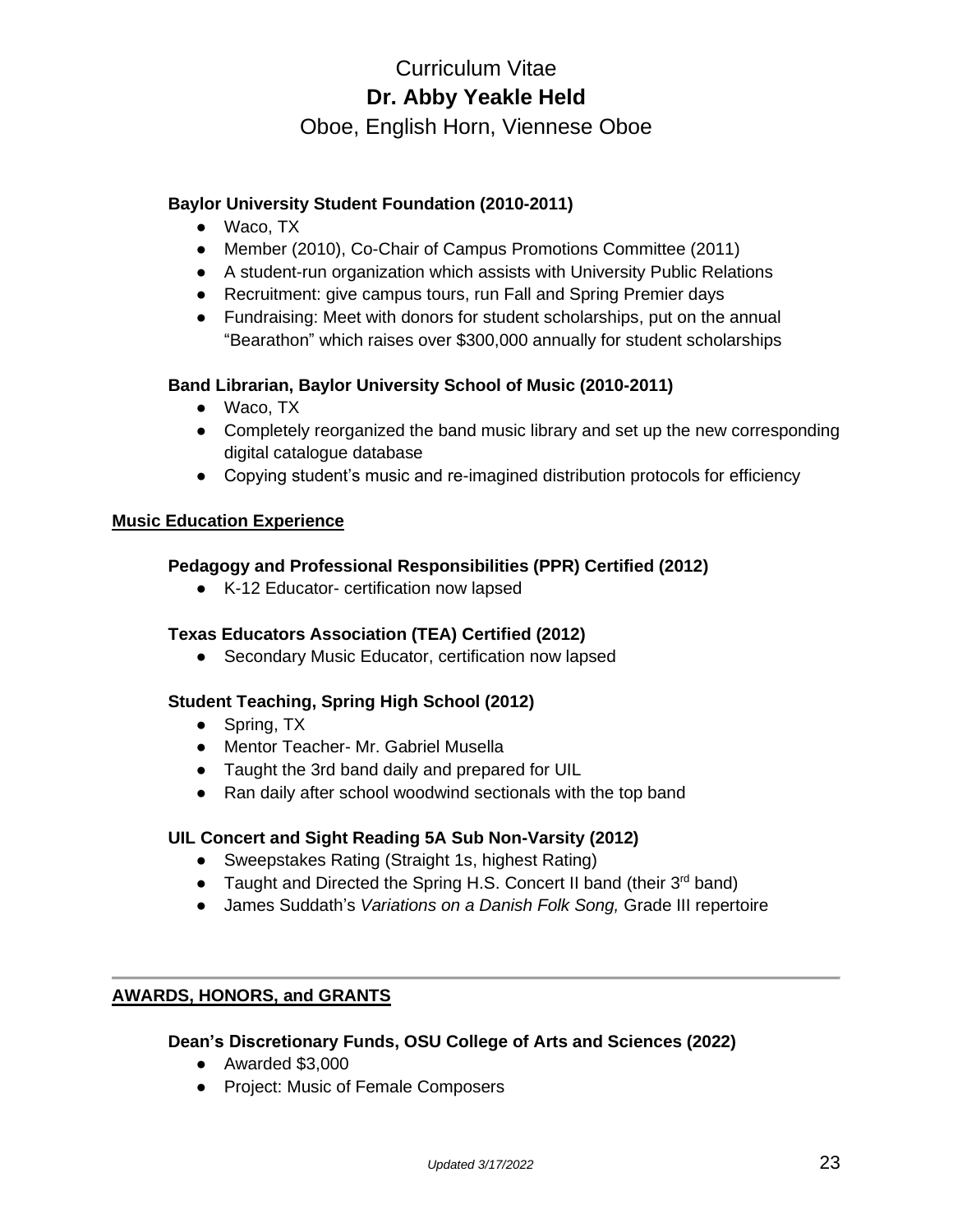**Baylor University Student Foundation (2010-2011)**

- Waco, TX
- Member (2010), Co-Chair of Campus Promotions Committee (2011)
- A student-run organization which assists with University Public Relations
- Recruitment: give campus tours, run Fall and Spring Premier days
- Fundraising: Meet with donors for student scholarships, put on the annual "Bearathon" which raises over $300,000 annually for student scholarships

**Band Librarian, Baylor University School of Music (2010-2011)**

- Waco, TX
- Completely reorganized the band music library and set up the new corresponding digital catalogue database
- Copying student's music and re-imagined distribution protocols for efficiency

## Music Education Experience

**Pedagogy and Professional Responsibilities (PPR) Certified (2012)**

- K-12 Educator- certification now lapsed

**Texas Educators Association (TEA) Certified (2012)**

- Secondary Music Educator, certification now lapsed

**Student Teaching, Spring High School (2012)**

- Spring, TX
- Mentor Teacher- Mr. Gabriel Musella
- Taught the 3rd band daily and prepared for UIL
- Ran daily after school woodwind sectionals with the top band

**UIL Concert and Sight Reading 5A Sub Non-Varsity (2012)**

- Sweepstakes Rating (Straight 1s, highest Rating)
- Taught and Directed the Spring H.S. Concert II band (their 3rd band)
- James Suddath's *Variations on a Danish Folk Song,* Grade III repertoire

---

## AWARDS, HONORS, and GRANTS

**Dean's Discretionary Funds, OSU College of Arts and Sciences (2022)**

- Awarded $3,000
- Project: Music of Female Composers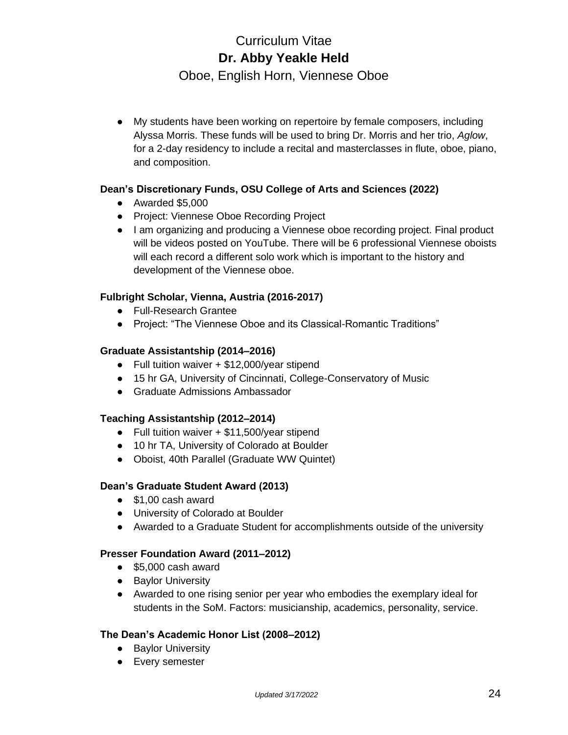- My students have been working on repertoire by female composers, including Alyssa Morris. These funds will be used to bring Dr. Morris and her trio, *Aglow*, for a 2-day residency to include a recital and masterclasses in flute, oboe, piano, and composition.

**Dean's Discretionary Funds, OSU College of Arts and Sciences (2022)**

- Awarded $5,000
- Project: Viennese Oboe Recording Project
- I am organizing and producing a Viennese oboe recording project. Final product will be videos posted on YouTube. There will be 6 professional Viennese oboists will each record a different solo work which is important to the history and development of the Viennese oboe.

**Fulbright Scholar, Vienna, Austria (2016-2017)**

- Full-Research Grantee
- Project: "The Viennese Oboe and its Classical-Romantic Traditions"

**Graduate Assistantship (2014–2016)**

- Full tuition waiver + $12,000/year stipend
- 15 hr GA, University of Cincinnati, College-Conservatory of Music
- Graduate Admissions Ambassador

**Teaching Assistantship (2012–2014)**

- Full tuition waiver + $11,500/year stipend
- 10 hr TA, University of Colorado at Boulder
- Oboist, 40th Parallel (Graduate WW Quintet)

**Dean's Graduate Student Award (2013)**

- $1,00 cash award
- University of Colorado at Boulder
- Awarded to a Graduate Student for accomplishments outside of the university

**Presser Foundation Award (2011–2012)**

- $5,000 cash award
- Baylor University
- Awarded to one rising senior per year who embodies the exemplary ideal for students in the SoM. Factors: musicianship, academics, personality, service.

**The Dean's Academic Honor List (2008–2012)**

- Baylor University
- Every semester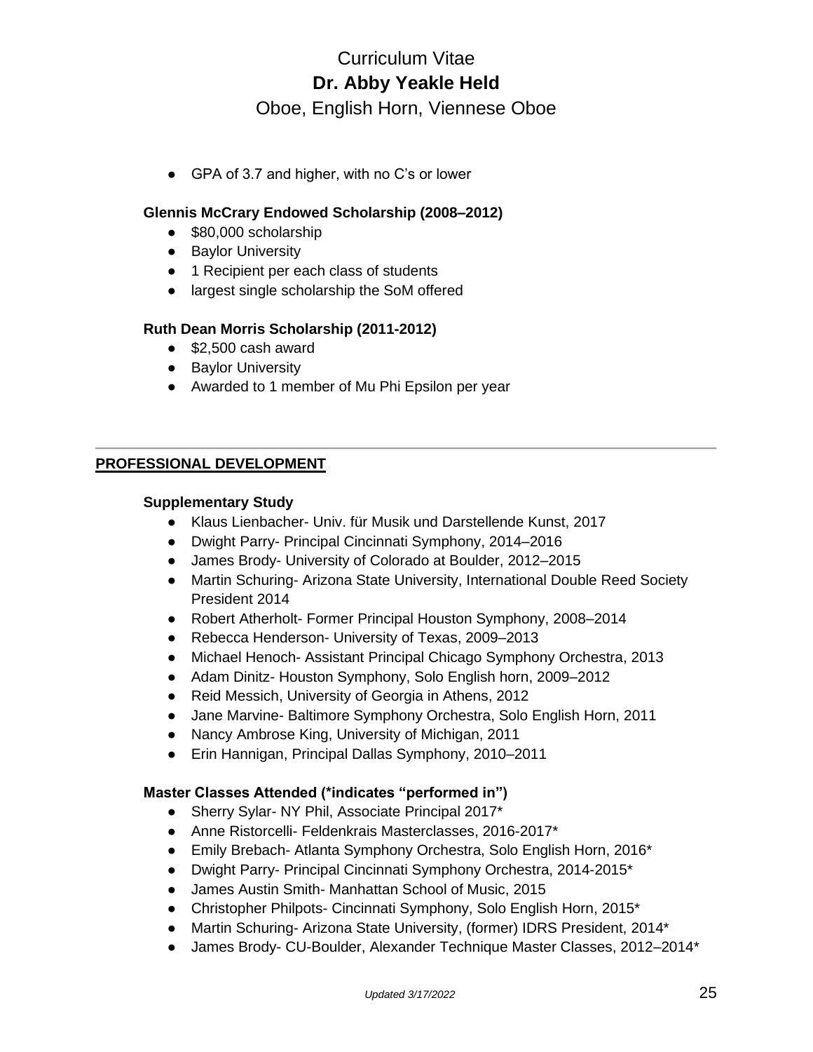- GPA of 3.7 and higher, with no C's or lower

**Glennis McCrary Endowed Scholarship (2008–2012)**

- $80,000 scholarship
- Baylor University
- 1 Recipient per each class of students
- largest single scholarship the SoM offered

**Ruth Dean Morris Scholarship (2011-2012)**

- $2,500 cash award
- Baylor University
- Awarded to 1 member of Mu Phi Epsilon per year

---

## PROFESSIONAL DEVELOPMENT

**Supplementary Study**

- Klaus Lienbacher- Univ. für Musik und Darstellende Kunst, 2017
- Dwight Parry- Principal Cincinnati Symphony, 2014–2016
- James Brody- University of Colorado at Boulder, 2012–2015
- Martin Schuring- Arizona State University, International Double Reed Society President 2014
- Robert Atherholt- Former Principal Houston Symphony, 2008–2014
- Rebecca Henderson- University of Texas, 2009–2013
- Michael Henoch- Assistant Principal Chicago Symphony Orchestra, 2013
- Adam Dinitz- Houston Symphony, Solo English horn, 2009–2012
- Reid Messich, University of Georgia in Athens, 2012
- Jane Marvine- Baltimore Symphony Orchestra, Solo English Horn, 2011
- Nancy Ambrose King, University of Michigan, 2011
- Erin Hannigan, Principal Dallas Symphony, 2010–2011

**Master Classes Attended (*indicates "performed in")**

- Sherry Sylar- NY Phil, Associate Principal 2017*
- Anne Ristorcelli- Feldenkrais Masterclasses, 2016-2017*
- Emily Brebach- Atlanta Symphony Orchestra, Solo English Horn, 2016*
- Dwight Parry- Principal Cincinnati Symphony Orchestra, 2014-2015*
- James Austin Smith- Manhattan School of Music, 2015
- Christopher Philpots- Cincinnati Symphony, Solo English Horn, 2015*
- Martin Schuring- Arizona State University, (former) IDRS President, 2014*
- James Brody- CU-Boulder, Alexander Technique Master Classes, 2012–2014*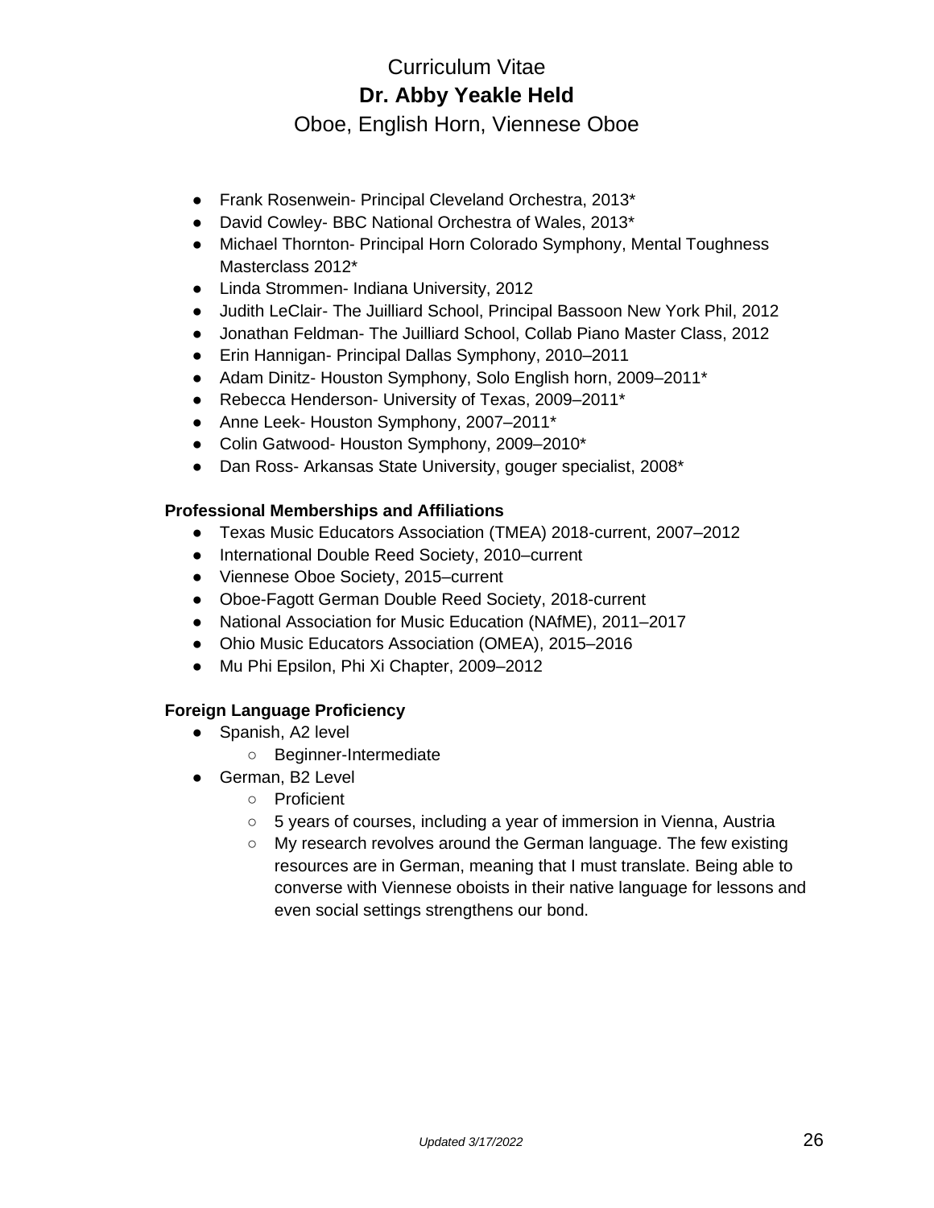- Frank Rosenwein- Principal Cleveland Orchestra, 2013*
- David Cowley- BBC National Orchestra of Wales, 2013*
- Michael Thornton- Principal Horn Colorado Symphony, Mental Toughness Masterclass 2012*
- Linda Strommen- Indiana University, 2012
- Judith LeClair- The Juilliard School, Principal Bassoon New York Phil, 2012
- Jonathan Feldman- The Juilliard School, Collab Piano Master Class, 2012
- Erin Hannigan- Principal Dallas Symphony, 2010–2011
- Adam Dinitz- Houston Symphony, Solo English horn, 2009–2011*
- Rebecca Henderson- University of Texas, 2009–2011*
- Anne Leek- Houston Symphony, 2007–2011*
- Colin Gatwood- Houston Symphony, 2009–2010*
- Dan Ross- Arkansas State University, gouger specialist, 2008*

**Professional Memberships and Affiliations**

- Texas Music Educators Association (TMEA) 2018-current, 2007–2012
- International Double Reed Society, 2010–current
- Viennese Oboe Society, 2015–current
- Oboe-Fagott German Double Reed Society, 2018-current
- National Association for Music Education (NAfME), 2011–2017
- Ohio Music Educators Association (OMEA), 2015–2016
- Mu Phi Epsilon, Phi Xi Chapter, 2009–2012

**Foreign Language Proficiency**

- Spanish, A2 level
  - Beginner-Intermediate
- German, B2 Level
  - Proficient
  - 5 years of courses, including a year of immersion in Vienna, Austria
  - My research revolves around the German language. The few existing resources are in German, meaning that I must translate. Being able to converse with Viennese oboists in their native language for lessons and even social settings strengthens our bond.